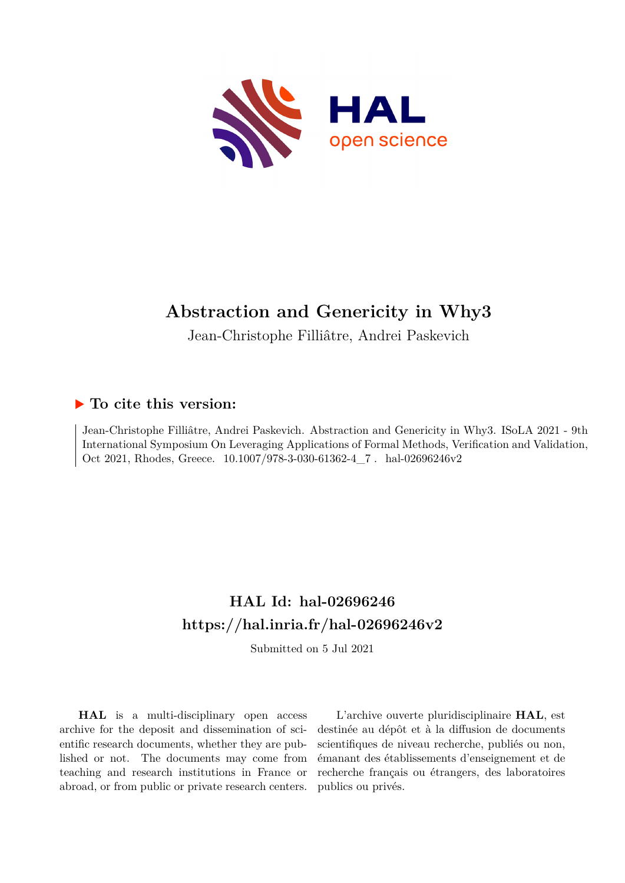# Abstraction and Genericity in Why3

Jean-Christophe Filliâtre, Andrei Paskevich

## ▶ To cite this version:

Jean-Christophe Filliâtre, Andrei Paskevich. Abstraction and Genericity in Why3. ISoLA 2021 - 9th International Symposium On Leveraging Applications of Formal Methods, Verification and Validation, Oct 2021, Rhodes, Greece. 10.1007/978-3-030-61362-4_7 . hal-02696246v2

## HAL Id: hal-02696246
## https://hal.inria.fr/hal-02696246v2

Submitted on 5 Jul 2021

**HAL** is a multi-disciplinary open access archive for the deposit and dissemination of scientific research documents, whether they are published or not. The documents may come from teaching and research institutions in France or abroad, or from public or private research centers.

L'archive ouverte pluridisciplinaire **HAL**, est destinée au dépôt et à la diffusion de documents scientifiques de niveau recherche, publiés ou non, émanant des établissements d'enseignement et de recherche français ou étrangers, des laboratoires publics ou privés.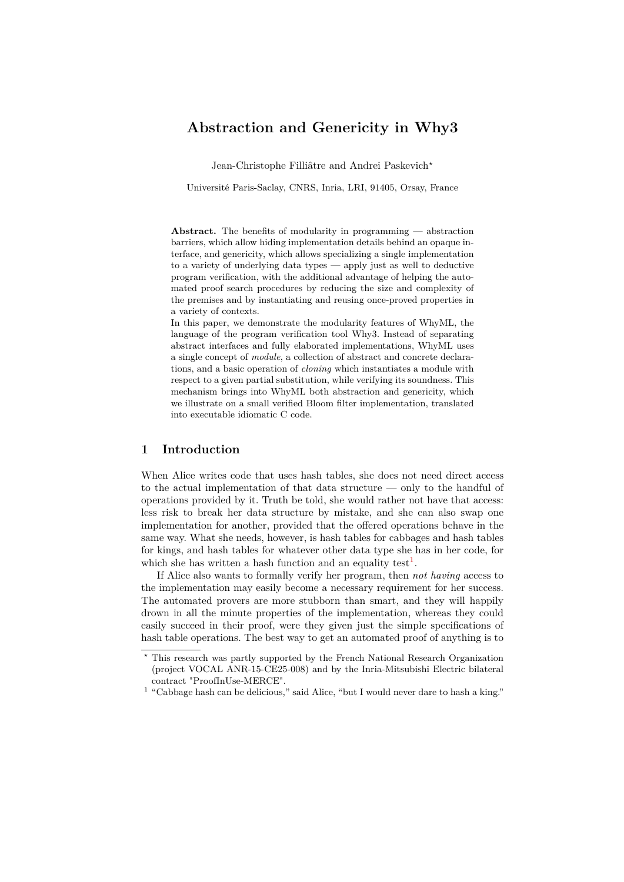# Abstraction and Genericity in Why3

Jean-Christophe Filliâtre and Andrei Paskevich*

Université Paris-Saclay, CNRS, Inria, LRI, 91405, Orsay, France

**Abstract.** The benefits of modularity in programming — abstraction barriers, which allow hiding implementation details behind an opaque interface, and genericity, which allows specializing a single implementation to a variety of underlying data types — apply just as well to deductive program verification, with the additional advantage of helping the automated proof search procedures by reducing the size and complexity of the premises and by instantiating and reusing once-proved properties in a variety of contexts.

In this paper, we demonstrate the modularity features of WhyML, the language of the program verification tool Why3. Instead of separating abstract interfaces and fully elaborated implementations, WhyML uses a single concept of *module*, a collection of abstract and concrete declarations, and a basic operation of *cloning* which instantiates a module with respect to a given partial substitution, while verifying its soundness. This mechanism brings into WhyML both abstraction and genericity, which we illustrate on a small verified Bloom filter implementation, translated into executable idiomatic C code.

## 1 Introduction

When Alice writes code that uses hash tables, she does not need direct access to the actual implementation of that data structure — only to the handful of operations provided by it. Truth be told, she would rather not have that access: less risk to break her data structure by mistake, and she can also swap one implementation for another, provided that the offered operations behave in the same way. What she needs, however, is hash tables for cabbages and hash tables for kings, and hash tables for whatever other data type she has in her code, for which she has written a hash function and an equality test[1].

If Alice also wants to formally verify her program, then *not having* access to the implementation may easily become a necessary requirement for her success. The automated provers are more stubborn than smart, and they will happily drown in all the minute properties of the implementation, whereas they could easily succeed in their proof, were they given just the simple specifications of hash table operations. The best way to get an automated proof of anything is to

* This research was partly supported by the French National Research Organization (project VOCAL ANR-15-CE25-008) and by the Inria-Mitsubishi Electric bilateral contract "ProofInUse-MERCE".

[1] "Cabbage hash can be delicious," said Alice, "but I would never dare to hash a king."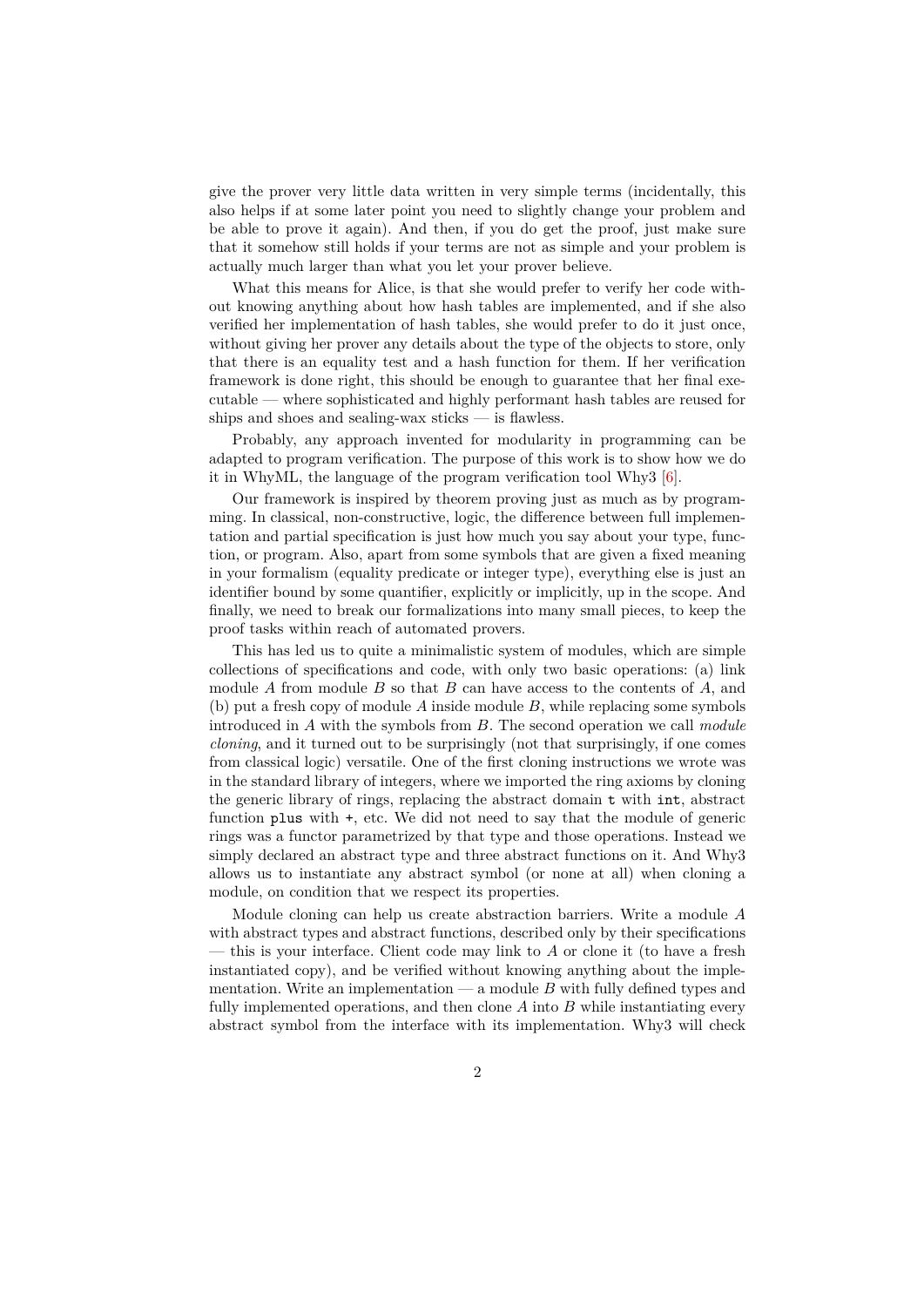give the prover very little data written in very simple terms (incidentally, this also helps if at some later point you need to slightly change your problem and be able to prove it again). And then, if you do get the proof, just make sure that it somehow still holds if your terms are not as simple and your problem is actually much larger than what you let your prover believe.

What this means for Alice, is that she would prefer to verify her code without knowing anything about how hash tables are implemented, and if she also verified her implementation of hash tables, she would prefer to do it just once, without giving her prover any details about the type of the objects to store, only that there is an equality test and a hash function for them. If her verification framework is done right, this should be enough to guarantee that her final executable — where sophisticated and highly performant hash tables are reused for ships and shoes and sealing-wax sticks — is flawless.

Probably, any approach invented for modularity in programming can be adapted to program verification. The purpose of this work is to show how we do it in WhyML, the language of the program verification tool Why3 [6].

Our framework is inspired by theorem proving just as much as by programming. In classical, non-constructive, logic, the difference between full implementation and partial specification is just how much you say about your type, function, or program. Also, apart from some symbols that are given a fixed meaning in your formalism (equality predicate or integer type), everything else is just an identifier bound by some quantifier, explicitly or implicitly, up in the scope. And finally, we need to break our formalizations into many small pieces, to keep the proof tasks within reach of automated provers.

This has led us to quite a minimalistic system of modules, which are simple collections of specifications and code, with only two basic operations: (a) link module $A$ from module $B$ so that $B$ can have access to the contents of $A$, and (b) put a fresh copy of module $A$ inside module $B$, while replacing some symbols introduced in $A$ with the symbols from $B$. The second operation we call *module cloning*, and it turned out to be surprisingly (not that surprisingly, if one comes from classical logic) versatile. One of the first cloning instructions we wrote was in the standard library of integers, where we imported the ring axioms by cloning the generic library of rings, replacing the abstract domain `t` with `int`, abstract function `plus` with `+`, etc. We did not need to say that the module of generic rings was a functor parametrized by that type and those operations. Instead we simply declared an abstract type and three abstract functions on it. And Why3 allows us to instantiate any abstract symbol (or none at all) when cloning a module, on condition that we respect its properties.

Module cloning can help us create abstraction barriers. Write a module $A$ with abstract types and abstract functions, described only by their specifications — this is your interface. Client code may link to $A$ or clone it (to have a fresh instantiated copy), and be verified without knowing anything about the implementation. Write an implementation — a module $B$ with fully defined types and fully implemented operations, and then clone $A$ into $B$ while instantiating every abstract symbol from the interface with its implementation. Why3 will check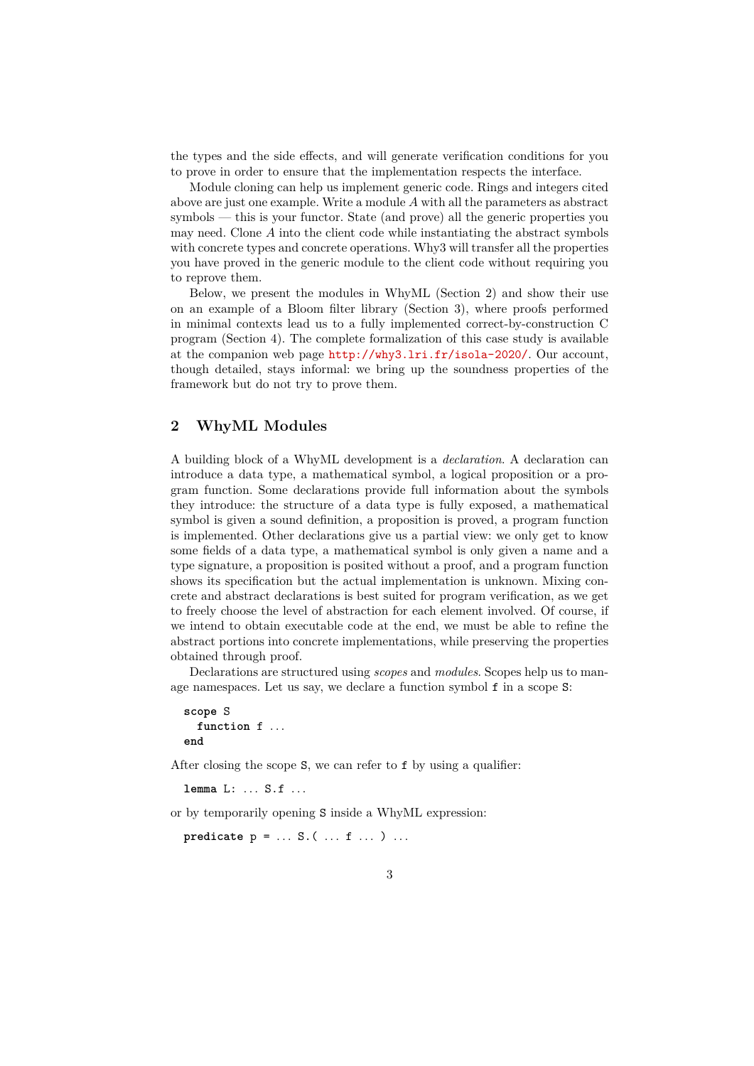the types and the side effects, and will generate verification conditions for you to prove in order to ensure that the implementation respects the interface.

Module cloning can help us implement generic code. Rings and integers cited above are just one example. Write a module *A* with all the parameters as abstract symbols — this is your functor. State (and prove) all the generic properties you may need. Clone *A* into the client code while instantiating the abstract symbols with concrete types and concrete operations. Why3 will transfer all the properties you have proved in the generic module to the client code without requiring you to reprove them.

Below, we present the modules in WhyML (Section 2) and show their use on an example of a Bloom filter library (Section 3), where proofs performed in minimal contexts lead us to a fully implemented correct-by-construction C program (Section 4). The complete formalization of this case study is available at the companion web page http://why3.lri.fr/isola-2020/. Our account, though detailed, stays informal: we bring up the soundness properties of the framework but do not try to prove them.

## 2 WhyML Modules

A building block of a WhyML development is a *declaration*. A declaration can introduce a data type, a mathematical symbol, a logical proposition or a program function. Some declarations provide full information about the symbols they introduce: the structure of a data type is fully exposed, a mathematical symbol is given a sound definition, a proposition is proved, a program function is implemented. Other declarations give us a partial view: we only get to know some fields of a data type, a mathematical symbol is only given a name and a type signature, a proposition is posited without a proof, and a program function shows its specification but the actual implementation is unknown. Mixing concrete and abstract declarations is best suited for program verification, as we get to freely choose the level of abstraction for each element involved. Of course, if we intend to obtain executable code at the end, we must be able to refine the abstract portions into concrete implementations, while preserving the properties obtained through proof.

Declarations are structured using *scopes* and *modules*. Scopes help us to manage namespaces. Let us say, we declare a function symbol `f` in a scope `S`:

```
scope S
  function f ...
end
```

After closing the scope `S`, we can refer to `f` by using a qualifier:

```
lemma L: ... S.f ...
```

or by temporarily opening `S` inside a WhyML expression:

```
predicate p = ... S.( ... f ... ) ...
```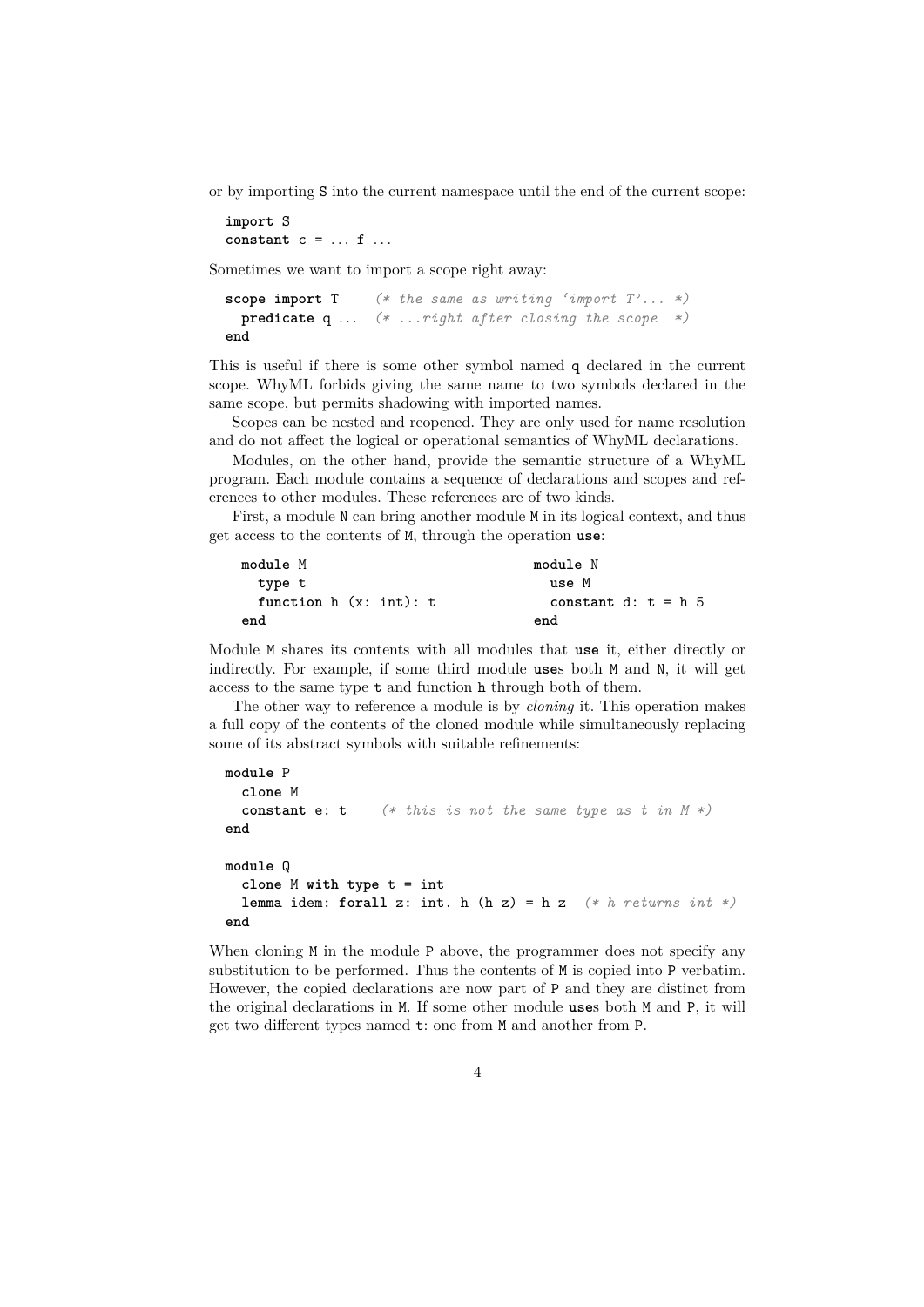or by importing S into the current namespace until the end of the current scope:

```
import S
constant c = ... f ...
```

Sometimes we want to import a scope right away:

```
scope import T    (* the same as writing 'import T'... *)
  predicate q ... (* ...right after closing the scope  *)
end
```

This is useful if there is some other symbol named q declared in the current scope. WhyML forbids giving the same name to two symbols declared in the same scope, but permits shadowing with imported names.

Scopes can be nested and reopened. They are only used for name resolution and do not affect the logical or operational semantics of WhyML declarations.

Modules, on the other hand, provide the semantic structure of a WhyML program. Each module contains a sequence of declarations and scopes and references to other modules. These references are of two kinds.

First, a module N can bring another module M in its logical context, and thus get access to the contents of M, through the operation **use**:

```
module M
  type t
  function h (x: int): t
end
```

```
module N
  use M
  constant d: t = h 5
end
```

Module M shares its contents with all modules that **use** it, either directly or indirectly. For example, if some third module **use**s both M and N, it will get access to the same type t and function h through both of them.

The other way to reference a module is by *cloning* it. This operation makes a full copy of the contents of the cloned module while simultaneously replacing some of its abstract symbols with suitable refinements:

```
module P
  clone M
  constant e: t    (* this is not the same type as t in M *)
end

module Q
  clone M with type t = int
  lemma idem: forall z: int. h (h z) = h z  (* h returns int *)
end
```

When cloning M in the module P above, the programmer does not specify any substitution to be performed. Thus the contents of M is copied into P verbatim. However, the copied declarations are now part of P and they are distinct from the original declarations in M. If some other module **use**s both M and P, it will get two different types named t: one from M and another from P.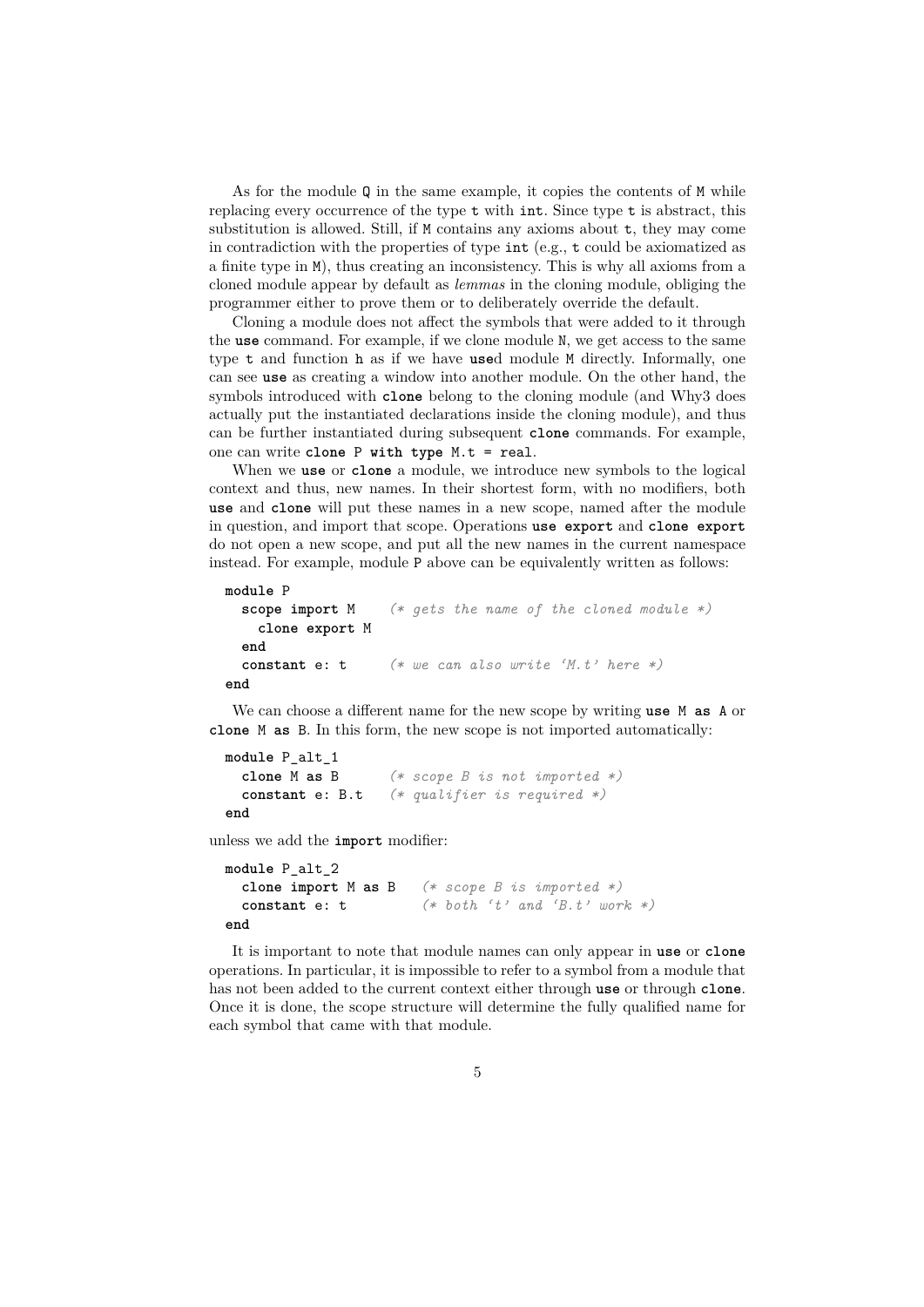As for the module `Q` in the same example, it copies the contents of `M` while replacing every occurrence of the type `t` with `int`. Since type `t` is abstract, this substitution is allowed. Still, if `M` contains any axioms about `t`, they may come in contradiction with the properties of type `int` (e.g., `t` could be axiomatized as a finite type in `M`), thus creating an inconsistency. This is why all axioms from a cloned module appear by default as *lemmas* in the cloning module, obliging the programmer either to prove them or to deliberately override the default.

Cloning a module does not affect the symbols that were added to it through the **use** command. For example, if we clone module `N`, we get access to the same type `t` and function `h` as if we have **use**d module `M` directly. Informally, one can see **use** as creating a window into another module. On the other hand, the symbols introduced with **clone** belong to the cloning module (and Why3 does actually put the instantiated declarations inside the cloning module), and thus can be further instantiated during subsequent **clone** commands. For example, one can write **clone** `P` **with type** `M.t = real`.

When we **use** or **clone** a module, we introduce new symbols to the logical context and thus, new names. In their shortest form, with no modifiers, both **use** and **clone** will put these names in a new scope, named after the module in question, and import that scope. Operations **use export** and **clone export** do not open a new scope, and put all the new names in the current namespace instead. For example, module `P` above can be equivalently written as follows:

```
module P
  scope import M    (* gets the name of the cloned module *)
    clone export M
  end
  constant e: t     (* we can also write 'M.t' here *)
end
```

We can choose a different name for the new scope by writing **use** `M` **as** `A` or **clone** `M` **as** `B`. In this form, the new scope is not imported automatically:

```
module P_alt_1
  clone M as B      (* scope B is not imported *)
  constant e: B.t   (* qualifier is required *)
end
```

unless we add the **import** modifier:

```
module P_alt_2
  clone import M as B   (* scope B is imported *)
  constant e: t         (* both 't' and 'B.t' work *)
end
```

It is important to note that module names can only appear in **use** or **clone** operations. In particular, it is impossible to refer to a symbol from a module that has not been added to the current context either through **use** or through **clone**. Once it is done, the scope structure will determine the fully qualified name for each symbol that came with that module.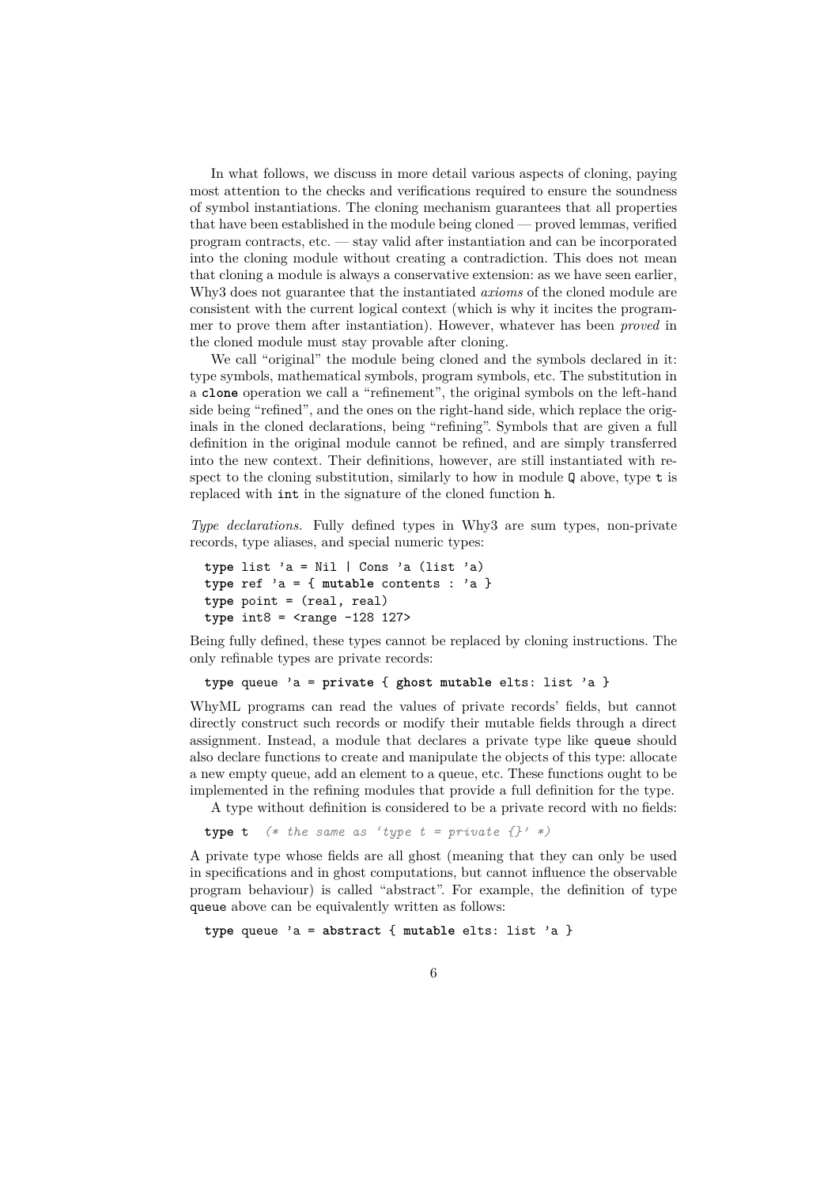In what follows, we discuss in more detail various aspects of cloning, paying most attention to the checks and verifications required to ensure the soundness of symbol instantiations. The cloning mechanism guarantees that all properties that have been established in the module being cloned — proved lemmas, verified program contracts, etc. — stay valid after instantiation and can be incorporated into the cloning module without creating a contradiction. This does not mean that cloning a module is always a conservative extension: as we have seen earlier, Why3 does not guarantee that the instantiated *axioms* of the cloned module are consistent with the current logical context (which is why it incites the programmer to prove them after instantiation). However, whatever has been *proved* in the cloned module must stay provable after cloning.

We call "original" the module being cloned and the symbols declared in it: type symbols, mathematical symbols, program symbols, etc. The substitution in a **clone** operation we call a "refinement", the original symbols on the left-hand side being "refined", and the ones on the right-hand side, which replace the originals in the cloned declarations, being "refining". Symbols that are given a full definition in the original module cannot be refined, and are simply transferred into the new context. Their definitions, however, are still instantiated with respect to the cloning substitution, similarly to how in module `Q` above, type `t` is replaced with `int` in the signature of the cloned function `h`.

*Type declarations.* Fully defined types in Why3 are sum types, non-private records, type aliases, and special numeric types:

```
type list 'a = Nil | Cons 'a (list 'a)
type ref 'a = { mutable contents : 'a }
type point = (real, real)
type int8 = <range -128 127>
```

Being fully defined, these types cannot be replaced by cloning instructions. The only refinable types are private records:

```
type queue 'a = private { ghost mutable elts: list 'a }
```

WhyML programs can read the values of private records' fields, but cannot directly construct such records or modify their mutable fields through a direct assignment. Instead, a module that declares a private type like `queue` should also declare functions to create and manipulate the objects of this type: allocate a new empty queue, add an element to a queue, etc. These functions ought to be implemented in the refining modules that provide a full definition for the type.

A type without definition is considered to be a private record with no fields:

```
type t  (* the same as 'type t = private {}' *)
```

A private type whose fields are all ghost (meaning that they can only be used in specifications and in ghost computations, but cannot influence the observable program behaviour) is called "abstract". For example, the definition of type `queue` above can be equivalently written as follows:

```
type queue 'a = abstract { mutable elts: list 'a }
```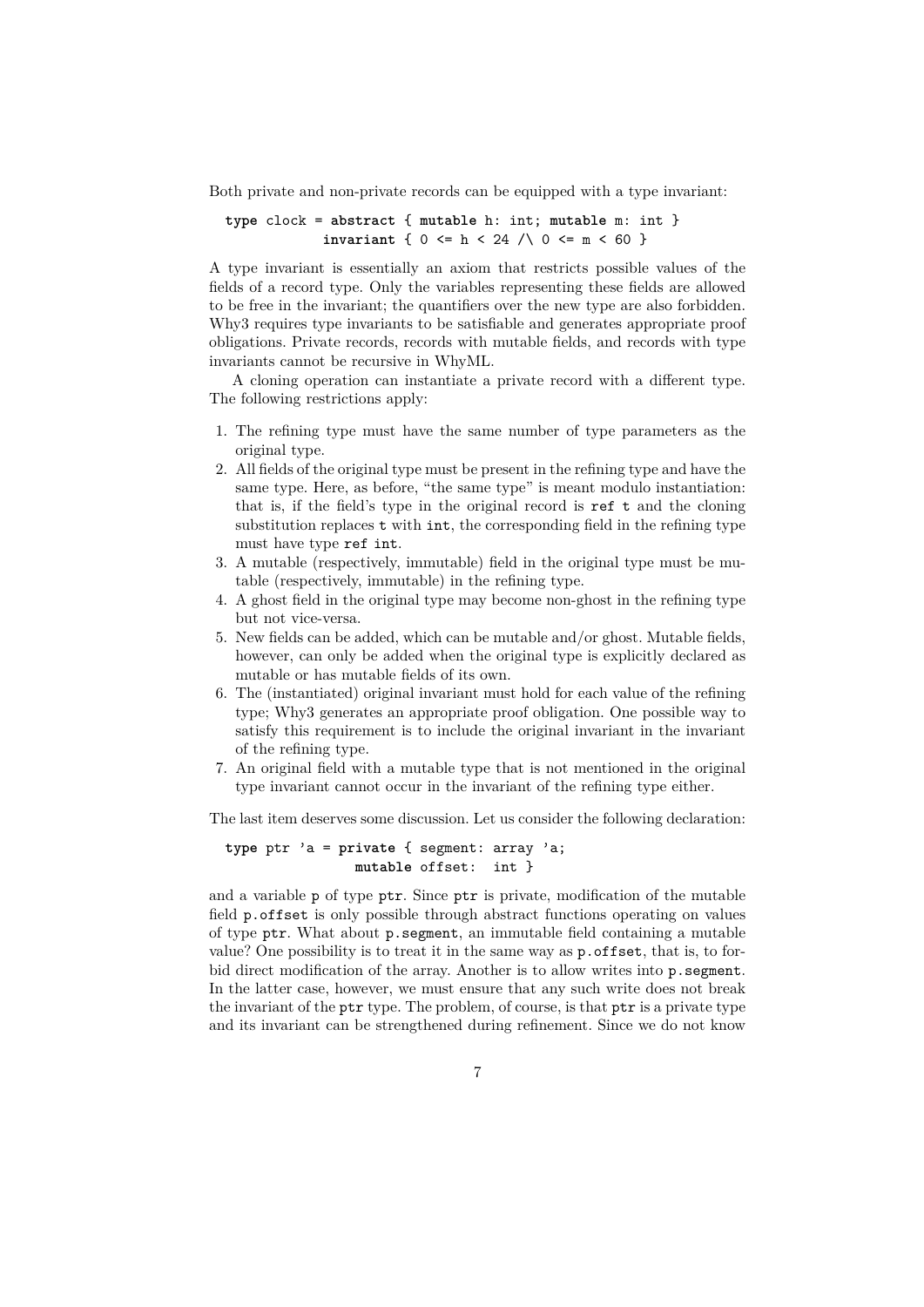Both private and non-private records can be equipped with a type invariant:

```
type clock = abstract { mutable h: int; mutable m: int }
             invariant { 0 <= h < 24 /\ 0 <= m < 60 }
```

A type invariant is essentially an axiom that restricts possible values of the fields of a record type. Only the variables representing these fields are allowed to be free in the invariant; the quantifiers over the new type are also forbidden. Why3 requires type invariants to be satisfiable and generates appropriate proof obligations. Private records, records with mutable fields, and records with type invariants cannot be recursive in WhyML.

A cloning operation can instantiate a private record with a different type. The following restrictions apply:

1. The refining type must have the same number of type parameters as the original type.
2. All fields of the original type must be present in the refining type and have the same type. Here, as before, "the same type" is meant modulo instantiation: that is, if the field's type in the original record is `ref t` and the cloning substitution replaces `t` with `int`, the corresponding field in the refining type must have type `ref int`.
3. A mutable (respectively, immutable) field in the original type must be mutable (respectively, immutable) in the refining type.
4. A ghost field in the original type may become non-ghost in the refining type but not vice-versa.
5. New fields can be added, which can be mutable and/or ghost. Mutable fields, however, can only be added when the original type is explicitly declared as mutable or has mutable fields of its own.
6. The (instantiated) original invariant must hold for each value of the refining type; Why3 generates an appropriate proof obligation. One possible way to satisfy this requirement is to include the original invariant in the invariant of the refining type.
7. An original field with a mutable type that is not mentioned in the original type invariant cannot occur in the invariant of the refining type either.

The last item deserves some discussion. Let us consider the following declaration:

```
type ptr 'a = private { segment: array 'a;
                mutable offset:  int }
```

and a variable `p` of type `ptr`. Since `ptr` is private, modification of the mutable field `p.offset` is only possible through abstract functions operating on values of type `ptr`. What about `p.segment`, an immutable field containing a mutable value? One possibility is to treat it in the same way as `p.offset`, that is, to forbid direct modification of the array. Another is to allow writes into `p.segment`. In the latter case, however, we must ensure that any such write does not break the invariant of the `ptr` type. The problem, of course, is that `ptr` is a private type and its invariant can be strengthened during refinement. Since we do not know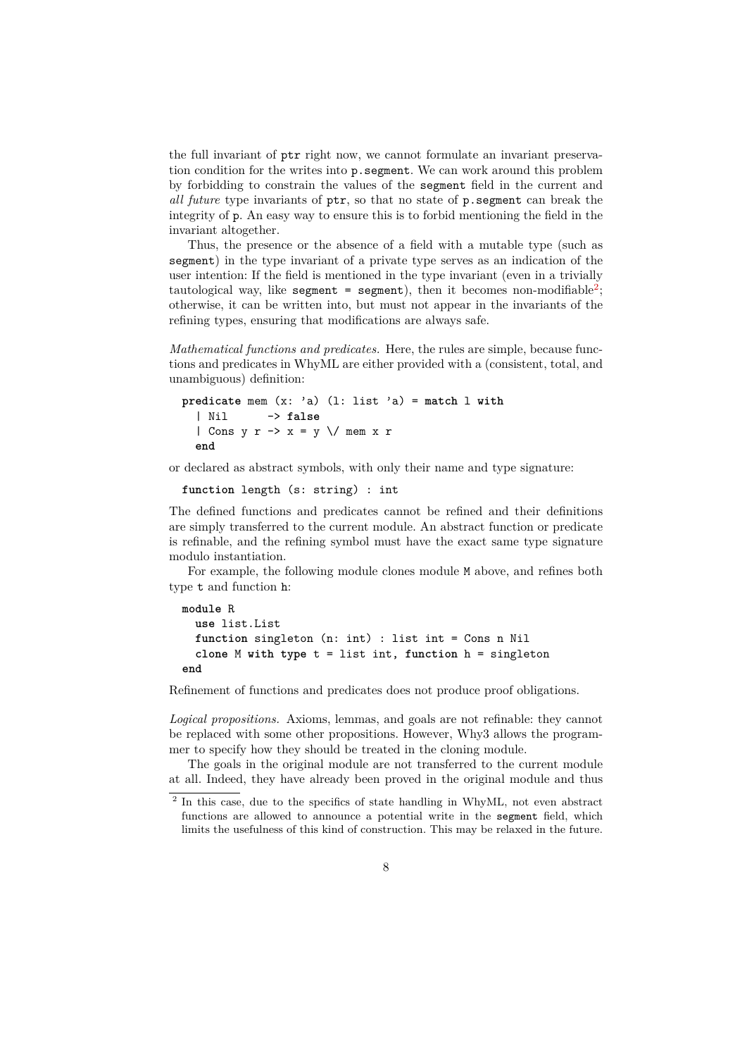the full invariant of `ptr` right now, we cannot formulate an invariant preservation condition for the writes into `p.segment`. We can work around this problem by forbidding to constrain the values of the `segment` field in the current and *all future* type invariants of `ptr`, so that no state of `p.segment` can break the integrity of `p`. An easy way to ensure this is to forbid mentioning the field in the invariant altogether.

Thus, the presence or the absence of a field with a mutable type (such as `segment`) in the type invariant of a private type serves as an indication of the user intention: If the field is mentioned in the type invariant (even in a trivially tautological way, like `segment = segment`), then it becomes non-modifiable[2]; otherwise, it can be written into, but must not appear in the invariants of the refining types, ensuring that modifications are always safe.

*Mathematical functions and predicates.* Here, the rules are simple, because functions and predicates in WhyML are either provided with a (consistent, total, and unambiguous) definition:

```
predicate mem (x: 'a) (l: list 'a) = match l with
  | Nil      -> false
  | Cons y r -> x = y \/ mem x r
  end
```

or declared as abstract symbols, with only their name and type signature:

```
function length (s: string) : int
```

The defined functions and predicates cannot be refined and their definitions are simply transferred to the current module. An abstract function or predicate is refinable, and the refining symbol must have the exact same type signature modulo instantiation.

For example, the following module clones module `M` above, and refines both type `t` and function `h`:

```
module R
  use list.List
  function singleton (n: int) : list int = Cons n Nil
  clone M with type t = list int, function h = singleton
end
```

Refinement of functions and predicates does not produce proof obligations.

*Logical propositions.* Axioms, lemmas, and goals are not refinable: they cannot be replaced with some other propositions. However, Why3 allows the programmer to specify how they should be treated in the cloning module.

The goals in the original module are not transferred to the current module at all. Indeed, they have already been proved in the original module and thus

[2] In this case, due to the specifics of state handling in WhyML, not even abstract functions are allowed to announce a potential write in the `segment` field, which limits the usefulness of this kind of construction. This may be relaxed in the future.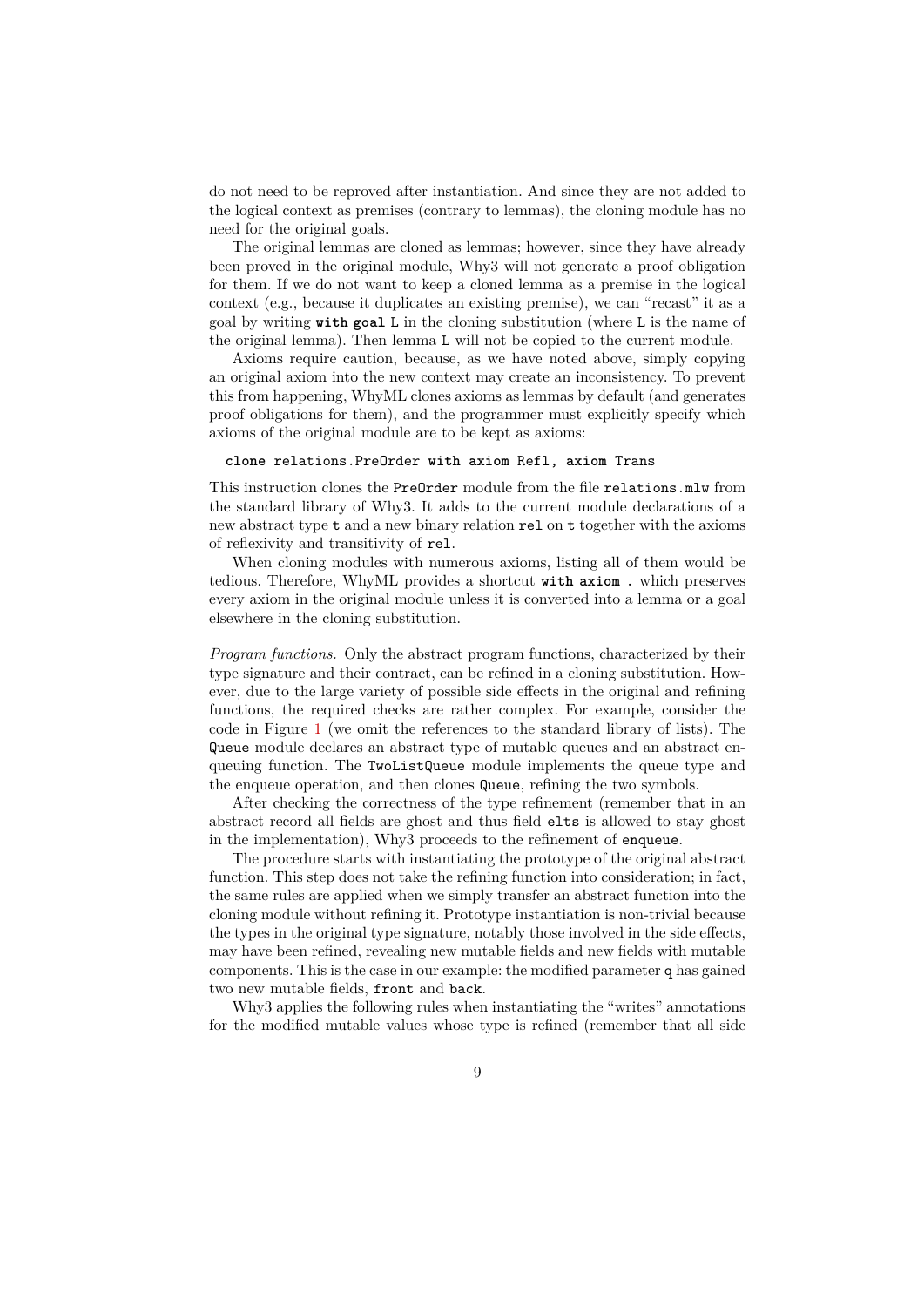do not need to be reproved after instantiation. And since they are not added to the logical context as premises (contrary to lemmas), the cloning module has no need for the original goals.

The original lemmas are cloned as lemmas; however, since they have already been proved in the original module, Why3 will not generate a proof obligation for them. If we do not want to keep a cloned lemma as a premise in the logical context (e.g., because it duplicates an existing premise), we can "recast" it as a goal by writing **with goal** `L` in the cloning substitution (where `L` is the name of the original lemma). Then lemma `L` will not be copied to the current module.

Axioms require caution, because, as we have noted above, simply copying an original axiom into the new context may create an inconsistency. To prevent this from happening, WhyML clones axioms as lemmas by default (and generates proof obligations for them), and the programmer must explicitly specify which axioms of the original module are to be kept as axioms:

```
clone relations.PreOrder with axiom Refl, axiom Trans
```

This instruction clones the `PreOrder` module from the file `relations.mlw` from the standard library of Why3. It adds to the current module declarations of a new abstract type `t` and a new binary relation `rel` on `t` together with the axioms of reflexivity and transitivity of `rel`.

When cloning modules with numerous axioms, listing all of them would be tedious. Therefore, WhyML provides a shortcut **with axiom .** which preserves every axiom in the original module unless it is converted into a lemma or a goal elsewhere in the cloning substitution.

*Program functions.* Only the abstract program functions, characterized by their type signature and their contract, can be refined in a cloning substitution. However, due to the large variety of possible side effects in the original and refining functions, the required checks are rather complex. For example, consider the code in Figure 1 (we omit the references to the standard library of lists). The `Queue` module declares an abstract type of mutable queues and an abstract enqueuing function. The `TwoListQueue` module implements the queue type and the enqueue operation, and then clones `Queue`, refining the two symbols.

After checking the correctness of the type refinement (remember that in an abstract record all fields are ghost and thus field `elts` is allowed to stay ghost in the implementation), Why3 proceeds to the refinement of `enqueue`.

The procedure starts with instantiating the prototype of the original abstract function. This step does not take the refining function into consideration; in fact, the same rules are applied when we simply transfer an abstract function into the cloning module without refining it. Prototype instantiation is non-trivial because the types in the original type signature, notably those involved in the side effects, may have been refined, revealing new mutable fields and new fields with mutable components. This is the case in our example: the modified parameter `q` has gained two new mutable fields, `front` and `back`.

Why3 applies the following rules when instantiating the "writes" annotations for the modified mutable values whose type is refined (remember that all side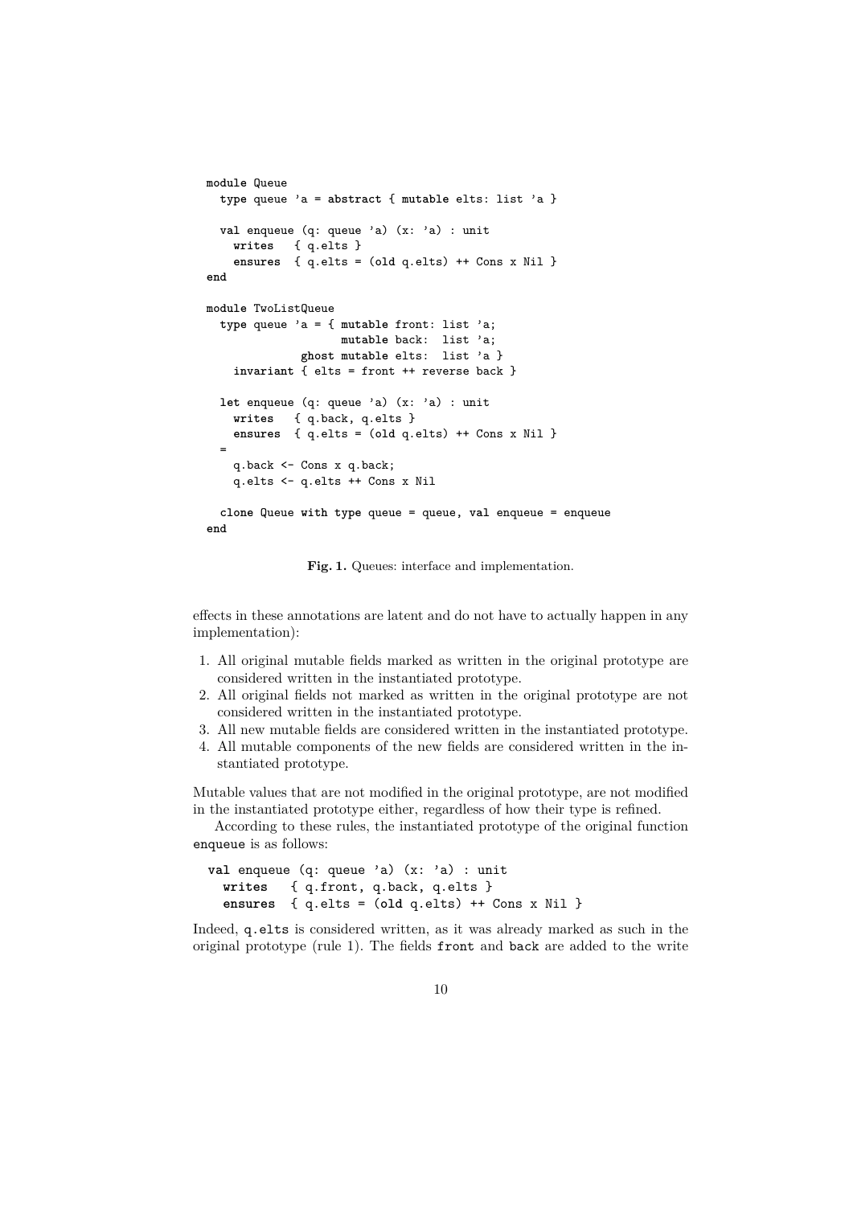```
module Queue
  type queue 'a = abstract { mutable elts: list 'a }

  val enqueue (q: queue 'a) (x: 'a) : unit
    writes   { q.elts }
    ensures  { q.elts = (old q.elts) ++ Cons x Nil }
end

module TwoListQueue
  type queue 'a = { mutable front: list 'a;
                    mutable back:  list 'a;
              ghost mutable elts:  list 'a }
    invariant { elts = front ++ reverse back }

  let enqueue (q: queue 'a) (x: 'a) : unit
    writes   { q.back, q.elts }
    ensures  { q.elts = (old q.elts) ++ Cons x Nil }
  =
    q.back <- Cons x q.back;
    q.elts <- q.elts ++ Cons x Nil

  clone Queue with type queue = queue, val enqueue = enqueue
end
```

**Fig. 1.** Queues: interface and implementation.

effects in these annotations are latent and do not have to actually happen in any implementation):

1. All original mutable fields marked as written in the original prototype are considered written in the instantiated prototype.
2. All original fields not marked as written in the original prototype are not considered written in the instantiated prototype.
3. All new mutable fields are considered written in the instantiated prototype.
4. All mutable components of the new fields are considered written in the instantiated prototype.

Mutable values that are not modified in the original prototype, are not modified in the instantiated prototype either, regardless of how their type is refined.

According to these rules, the instantiated prototype of the original function `enqueue` is as follows:

```
val enqueue (q: queue 'a) (x: 'a) : unit
  writes   { q.front, q.back, q.elts }
  ensures  { q.elts = (old q.elts) ++ Cons x Nil }
```

Indeed, `q.elts` is considered written, as it was already marked as such in the original prototype (rule 1). The fields `front` and `back` are added to the write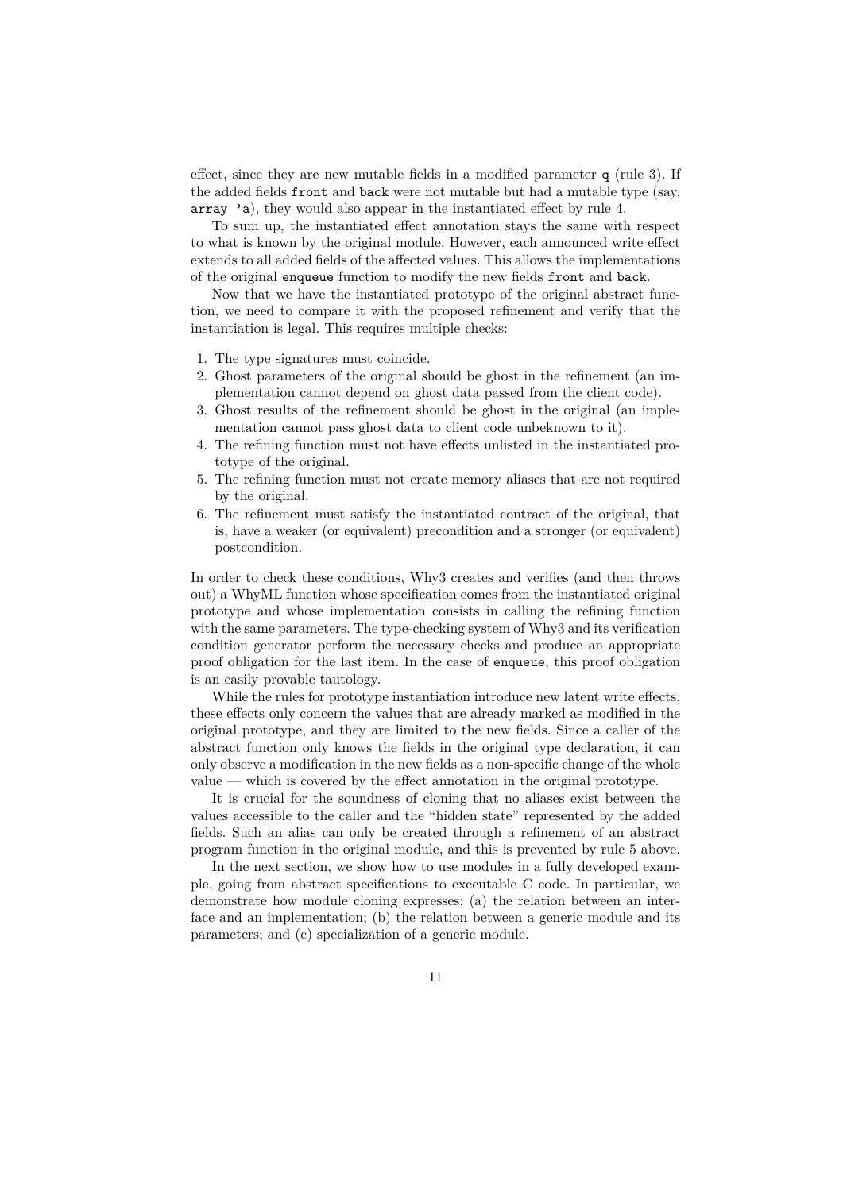effect, since they are new mutable fields in a modified parameter `q` (rule 3). If the added fields `front` and `back` were not mutable but had a mutable type (say, `array 'a`), they would also appear in the instantiated effect by rule 4.

To sum up, the instantiated effect annotation stays the same with respect to what is known by the original module. However, each announced write effect extends to all added fields of the affected values. This allows the implementations of the original `enqueue` function to modify the new fields `front` and `back`.

Now that we have the instantiated prototype of the original abstract function, we need to compare it with the proposed refinement and verify that the instantiation is legal. This requires multiple checks:

1. The type signatures must coincide.
2. Ghost parameters of the original should be ghost in the refinement (an implementation cannot depend on ghost data passed from the client code).
3. Ghost results of the refinement should be ghost in the original (an implementation cannot pass ghost data to client code unbeknown to it).
4. The refining function must not have effects unlisted in the instantiated prototype of the original.
5. The refining function must not create memory aliases that are not required by the original.
6. The refinement must satisfy the instantiated contract of the original, that is, have a weaker (or equivalent) precondition and a stronger (or equivalent) postcondition.

In order to check these conditions, Why3 creates and verifies (and then throws out) a WhyML function whose specification comes from the instantiated original prototype and whose implementation consists in calling the refining function with the same parameters. The type-checking system of Why3 and its verification condition generator perform the necessary checks and produce an appropriate proof obligation for the last item. In the case of `enqueue`, this proof obligation is an easily provable tautology.

While the rules for prototype instantiation introduce new latent write effects, these effects only concern the values that are already marked as modified in the original prototype, and they are limited to the new fields. Since a caller of the abstract function only knows the fields in the original type declaration, it can only observe a modification in the new fields as a non-specific change of the whole value — which is covered by the effect annotation in the original prototype.

It is crucial for the soundness of cloning that no aliases exist between the values accessible to the caller and the "hidden state" represented by the added fields. Such an alias can only be created through a refinement of an abstract program function in the original module, and this is prevented by rule 5 above.

In the next section, we show how to use modules in a fully developed example, going from abstract specifications to executable C code. In particular, we demonstrate how module cloning expresses: (a) the relation between an interface and an implementation; (b) the relation between a generic module and its parameters; and (c) specialization of a generic module.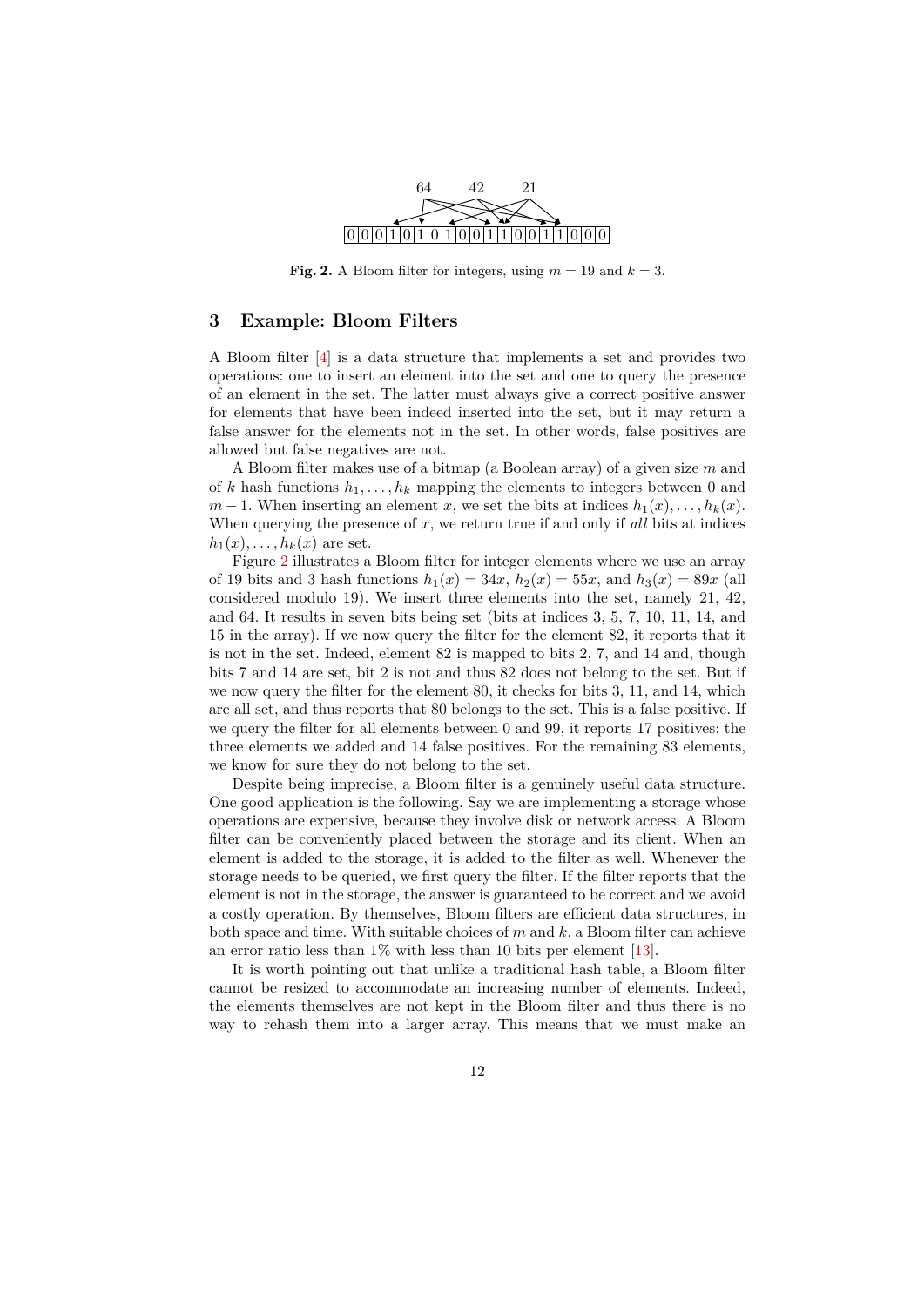64 42 21

|0|0|0|1|0|1|0|1|0|0|1|1|0|0|1|1|0|0|0|
|---|---|---|---|---|---|---|---|---|---|---|---|---|---|---|---|---|---|---|

**Fig. 2.** A Bloom filter for integers, using $m = 19$ and $k = 3$.

## 3 Example: Bloom Filters

A Bloom filter [4] is a data structure that implements a set and provides two operations: one to insert an element into the set and one to query the presence of an element in the set. The latter must always give a correct positive answer for elements that have been indeed inserted into the set, but it may return a false answer for the elements not in the set. In other words, false positives are allowed but false negatives are not.

A Bloom filter makes use of a bitmap (a Boolean array) of a given size $m$ and of $k$ hash functions $h_1, \ldots, h_k$ mapping the elements to integers between 0 and $m-1$. When inserting an element $x$, we set the bits at indices $h_1(x), \ldots, h_k(x)$. When querying the presence of $x$, we return true if and only if *all* bits at indices $h_1(x), \ldots, h_k(x)$ are set.

Figure 2 illustrates a Bloom filter for integer elements where we use an array of 19 bits and 3 hash functions $h_1(x) = 34x$, $h_2(x) = 55x$, and $h_3(x) = 89x$ (all considered modulo 19). We insert three elements into the set, namely 21, 42, and 64. It results in seven bits being set (bits at indices 3, 5, 7, 10, 11, 14, and 15 in the array). If we now query the filter for the element 82, it reports that it is not in the set. Indeed, element 82 is mapped to bits 2, 7, and 14 and, though bits 7 and 14 are set, bit 2 is not and thus 82 does not belong to the set. But if we now query the filter for the element 80, it checks for bits 3, 11, and 14, which are all set, and thus reports that 80 belongs to the set. This is a false positive. If we query the filter for all elements between 0 and 99, it reports 17 positives: the three elements we added and 14 false positives. For the remaining 83 elements, we know for sure they do not belong to the set.

Despite being imprecise, a Bloom filter is a genuinely useful data structure. One good application is the following. Say we are implementing a storage whose operations are expensive, because they involve disk or network access. A Bloom filter can be conveniently placed between the storage and its client. When an element is added to the storage, it is added to the filter as well. Whenever the storage needs to be queried, we first query the filter. If the filter reports that the element is not in the storage, the answer is guaranteed to be correct and we avoid a costly operation. By themselves, Bloom filters are efficient data structures, in both space and time. With suitable choices of $m$ and $k$, a Bloom filter can achieve an error ratio less than 1% with less than 10 bits per element [13].

It is worth pointing out that unlike a traditional hash table, a Bloom filter cannot be resized to accommodate an increasing number of elements. Indeed, the elements themselves are not kept in the Bloom filter and thus there is no way to rehash them into a larger array. This means that we must make an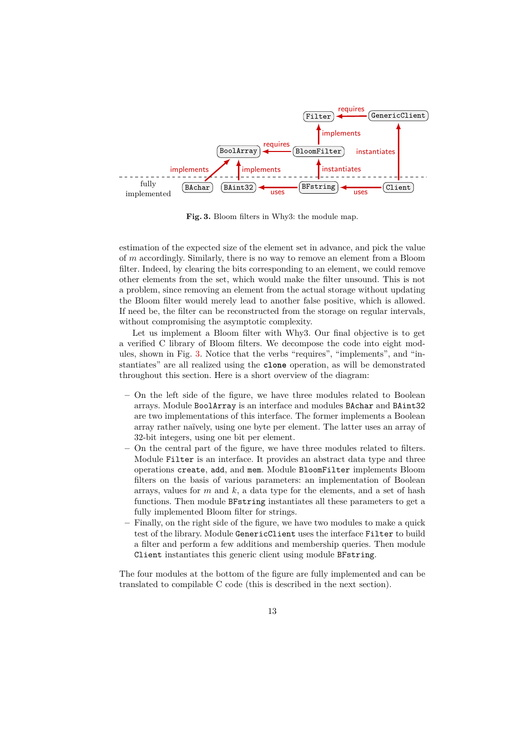Fig. 3. Bloom filters in Why3: the module map.

estimation of the expected size of the element set in advance, and pick the value of $m$ accordingly. Similarly, there is no way to remove an element from a Bloom filter. Indeed, by clearing the bits corresponding to an element, we could remove other elements from the set, which would make the filter unsound. This is not a problem, since removing an element from the actual storage without updating the Bloom filter would merely lead to another false positive, which is allowed. If need be, the filter can be reconstructed from the storage on regular intervals, without compromising the asymptotic complexity.

Let us implement a Bloom filter with Why3. Our final objective is to get a verified C library of Bloom filters. We decompose the code into eight modules, shown in Fig. 3. Notice that the verbs "requires", "implements", and "instantiates" are all realized using the **`clone`** operation, as will be demonstrated throughout this section. Here is a short overview of the diagram:

- On the left side of the figure, we have three modules related to Boolean arrays. Module `BoolArray` is an interface and modules `BAchar` and `BAint32` are two implementations of this interface. The former implements a Boolean array rather naïvely, using one byte per element. The latter uses an array of 32-bit integers, using one bit per element.
- On the central part of the figure, we have three modules related to filters. Module `Filter` is an interface. It provides an abstract data type and three operations `create`, `add`, and `mem`. Module `BloomFilter` implements Bloom filters on the basis of various parameters: an implementation of Boolean arrays, values for $m$ and $k$, a data type for the elements, and a set of hash functions. Then module `BFstring` instantiates all these parameters to get a fully implemented Bloom filter for strings.
- Finally, on the right side of the figure, we have two modules to make a quick test of the library. Module `GenericClient` uses the interface `Filter` to build a filter and perform a few additions and membership queries. Then module `Client` instantiates this generic client using module `BFstring`.

The four modules at the bottom of the figure are fully implemented and can be translated to compilable C code (this is described in the next section).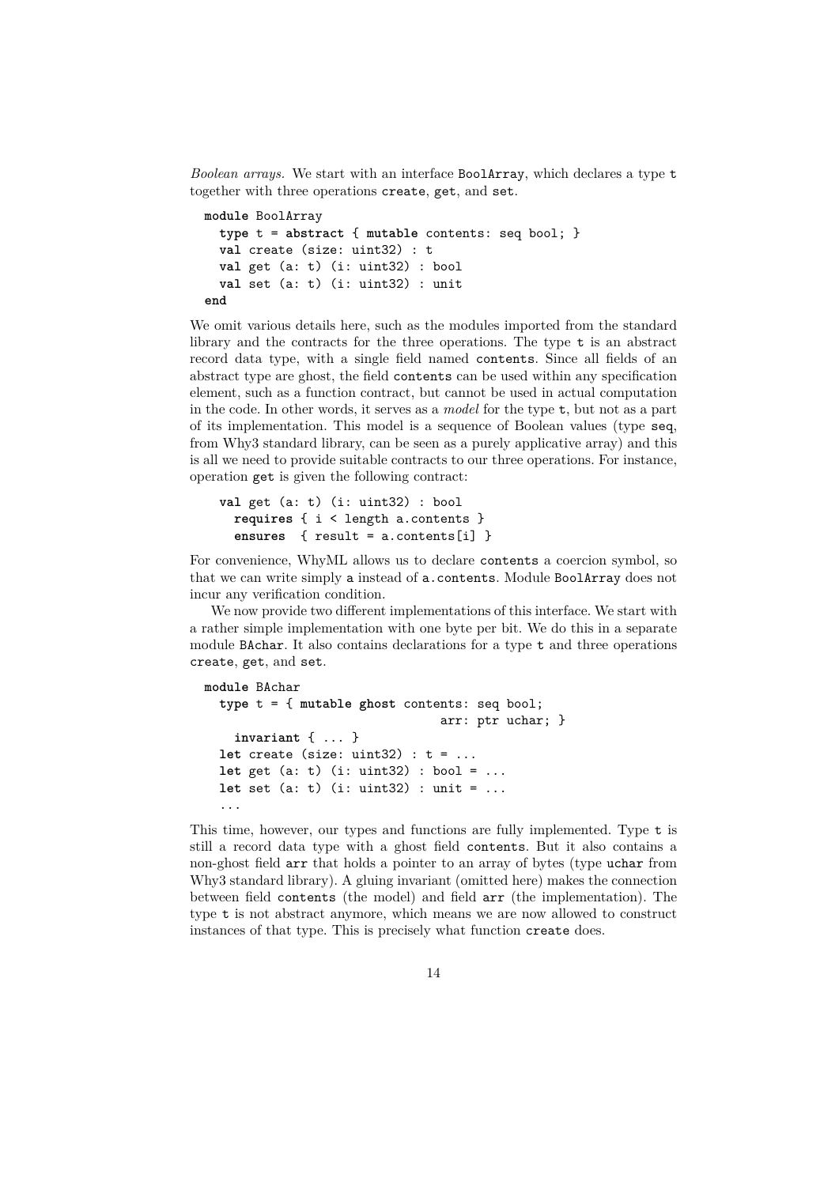*Boolean arrays.* We start with an interface `BoolArray`, which declares a type `t` together with three operations `create`, `get`, and `set`.

```
module BoolArray
  type t = abstract { mutable contents: seq bool; }
  val create (size: uint32) : t
  val get (a: t) (i: uint32) : bool
  val set (a: t) (i: uint32) : unit
end
```

We omit various details here, such as the modules imported from the standard library and the contracts for the three operations. The type `t` is an abstract record data type, with a single field named `contents`. Since all fields of an abstract type are ghost, the field `contents` can be used within any specification element, such as a function contract, but cannot be used in actual computation in the code. In other words, it serves as a *model* for the type `t`, but not as a part of its implementation. This model is a sequence of Boolean values (type `seq`, from Why3 standard library, can be seen as a purely applicative array) and this is all we need to provide suitable contracts to our three operations. For instance, operation `get` is given the following contract:

```
  val get (a: t) (i: uint32) : bool
    requires { i < length a.contents }
    ensures  { result = a.contents[i] }
```

For convenience, WhyML allows us to declare `contents` a coercion symbol, so that we can write simply `a` instead of `a.contents`. Module `BoolArray` does not incur any verification condition.

We now provide two different implementations of this interface. We start with a rather simple implementation with one byte per bit. We do this in a separate module `BAchar`. It also contains declarations for a type `t` and three operations `create`, `get`, and `set`.

```
module BAchar
  type t = { mutable ghost contents: seq bool;
                               arr: ptr uchar; }
    invariant { ... }
  let create (size: uint32) : t = ...
  let get (a: t) (i: uint32) : bool = ...
  let set (a: t) (i: uint32) : unit = ...
  ...
```

This time, however, our types and functions are fully implemented. Type `t` is still a record data type with a ghost field `contents`. But it also contains a non-ghost field `arr` that holds a pointer to an array of bytes (type `uchar` from Why3 standard library). A gluing invariant (omitted here) makes the connection between field `contents` (the model) and field `arr` (the implementation). The type `t` is not abstract anymore, which means we are now allowed to construct instances of that type. This is precisely what function `create` does.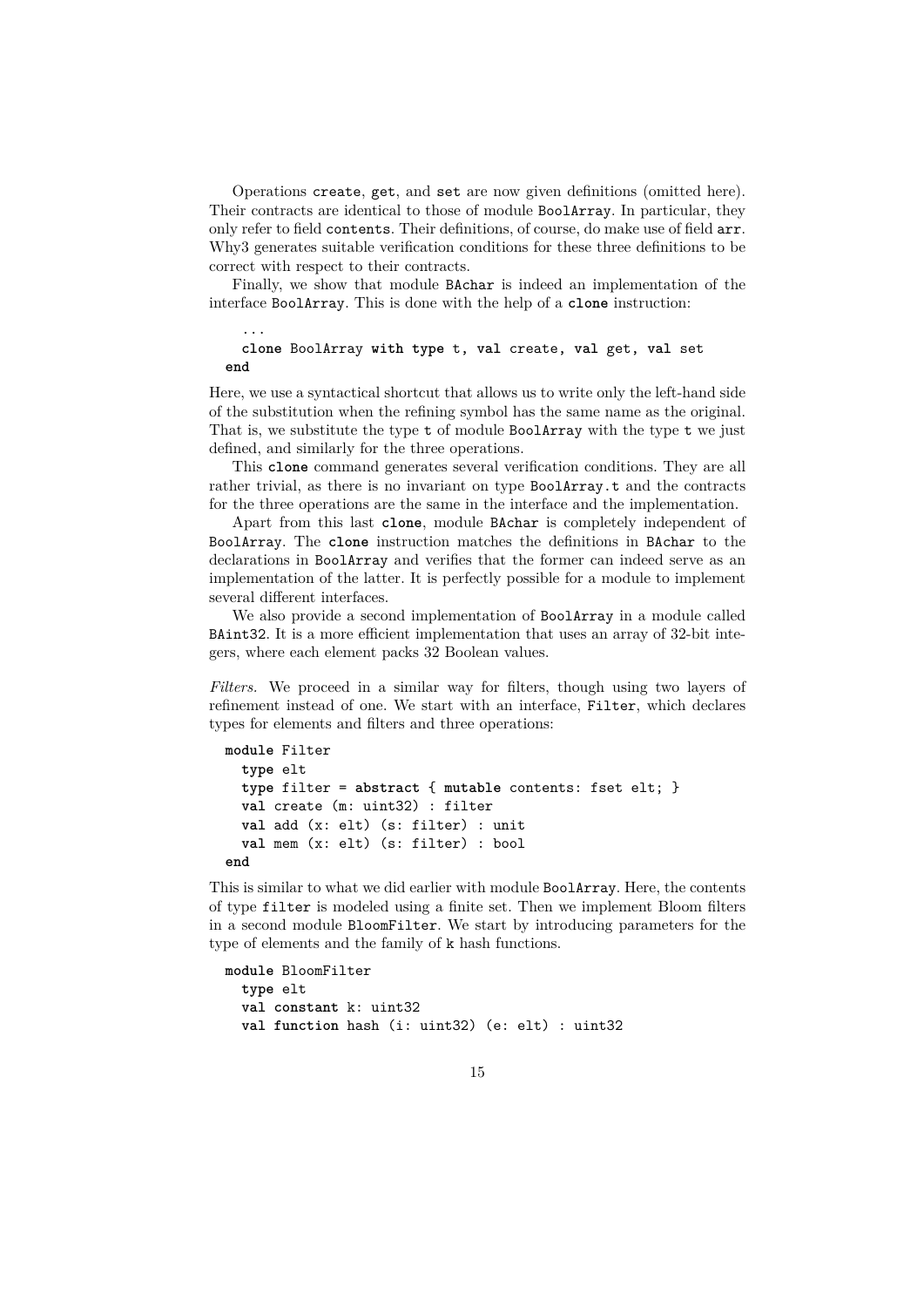Operations `create`, `get`, and `set` are now given definitions (omitted here). Their contracts are identical to those of module `BoolArray`. In particular, they only refer to field `contents`. Their definitions, of course, do make use of field `arr`. Why3 generates suitable verification conditions for these three definitions to be correct with respect to their contracts.

Finally, we show that module `BAchar` is indeed an implementation of the interface `BoolArray`. This is done with the help of a **clone** instruction:

```
  ...
  clone BoolArray with type t, val create, val get, val set
end
```

Here, we use a syntactical shortcut that allows us to write only the left-hand side of the substitution when the refining symbol has the same name as the original. That is, we substitute the type `t` of module `BoolArray` with the type `t` we just defined, and similarly for the three operations.

This **clone** command generates several verification conditions. They are all rather trivial, as there is no invariant on type `BoolArray.t` and the contracts for the three operations are the same in the interface and the implementation.

Apart from this last **clone**, module `BAchar` is completely independent of `BoolArray`. The **clone** instruction matches the definitions in `BAchar` to the declarations in `BoolArray` and verifies that the former can indeed serve as an implementation of the latter. It is perfectly possible for a module to implement several different interfaces.

We also provide a second implementation of `BoolArray` in a module called `BAint32`. It is a more efficient implementation that uses an array of 32-bit integers, where each element packs 32 Boolean values.

*Filters.* We proceed in a similar way for filters, though using two layers of refinement instead of one. We start with an interface, `Filter`, which declares types for elements and filters and three operations:

```
module Filter
  type elt
  type filter = abstract { mutable contents: fset elt; }
  val create (m: uint32) : filter
  val add (x: elt) (s: filter) : unit
  val mem (x: elt) (s: filter) : bool
end
```

This is similar to what we did earlier with module `BoolArray`. Here, the contents of type `filter` is modeled using a finite set. Then we implement Bloom filters in a second module `BloomFilter`. We start by introducing parameters for the type of elements and the family of `k` hash functions.

```
module BloomFilter
  type elt
  val constant k: uint32
  val function hash (i: uint32) (e: elt) : uint32
```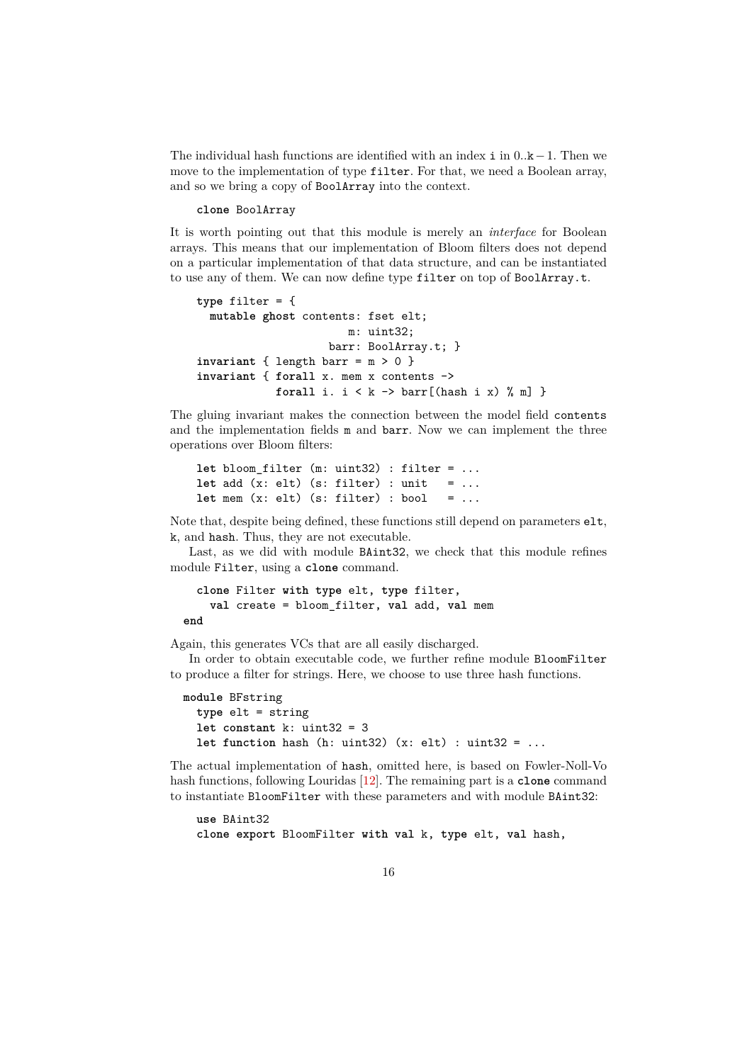The individual hash functions are identified with an index `i` in $0..\texttt{k}-1$. Then we move to the implementation of type `filter`. For that, we need a Boolean array, and so we bring a copy of `BoolArray` into the context.

```
clone BoolArray
```

It is worth pointing out that this module is merely an *interface* for Boolean arrays. This means that our implementation of Bloom filters does not depend on a particular implementation of that data structure, and can be instantiated to use any of them. We can now define type `filter` on top of `BoolArray.t`.

```
type filter = {
  mutable ghost contents: fset elt;
                       m: uint32;
                    barr: BoolArray.t; }
invariant { length barr = m > 0 }
invariant { forall x. mem x contents ->
            forall i. i < k -> barr[(hash i x) % m] }
```

The gluing invariant makes the connection between the model field `contents` and the implementation fields `m` and `barr`. Now we can implement the three operations over Bloom filters:

```
let bloom_filter (m: uint32) : filter = ...
let add (x: elt) (s: filter) : unit   = ...
let mem (x: elt) (s: filter) : bool   = ...
```

Note that, despite being defined, these functions still depend on parameters `elt`, `k`, and `hash`. Thus, they are not executable.

Last, as we did with module `BAint32`, we check that this module refines module `Filter`, using a **clone** command.

```
  clone Filter with type elt, type filter,
    val create = bloom_filter, val add, val mem
end
```

Again, this generates VCs that are all easily discharged.

In order to obtain executable code, we further refine module `BloomFilter` to produce a filter for strings. Here, we choose to use three hash functions.

```
module BFstring
  type elt = string
  let constant k: uint32 = 3
  let function hash (h: uint32) (x: elt) : uint32 = ...
```

The actual implementation of `hash`, omitted here, is based on Fowler-Noll-Vo hash functions, following Louridas [12]. The remaining part is a **clone** command to instantiate `BloomFilter` with these parameters and with module `BAint32`:

```
use BAint32
clone export BloomFilter with val k, type elt, val hash,
```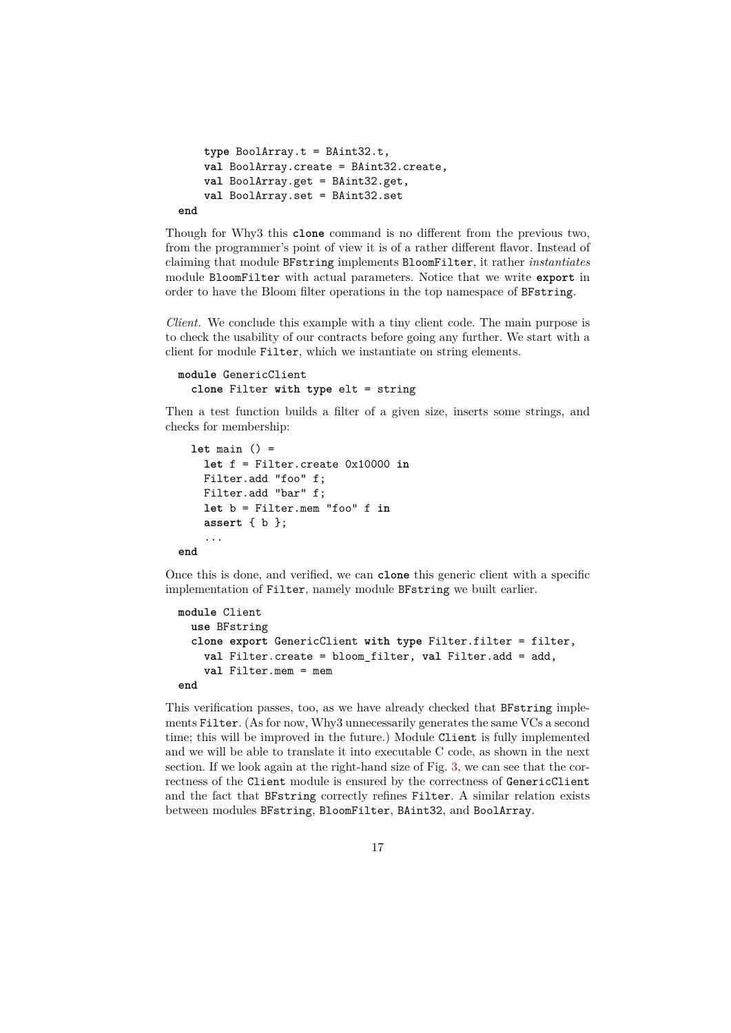```
    type BoolArray.t = BAint32.t,
    val BoolArray.create = BAint32.create,
    val BoolArray.get = BAint32.get,
    val BoolArray.set = BAint32.set
end
```

Though for Why3 this **clone** command is no different from the previous two, from the programmer's point of view it is of a rather different flavor. Instead of claiming that module `BFstring` implements `BloomFilter`, it rather *instantiates* module `BloomFilter` with actual parameters. Notice that we write **export** in order to have the Bloom filter operations in the top namespace of `BFstring`.

*Client.* We conclude this example with a tiny client code. The main purpose is to check the usability of our contracts before going any further. We start with a client for module `Filter`, which we instantiate on string elements.

```
module GenericClient
  clone Filter with type elt = string
```

Then a test function builds a filter of a given size, inserts some strings, and checks for membership:

```
  let main () =
    let f = Filter.create 0x10000 in
    Filter.add "foo" f;
    Filter.add "bar" f;
    let b = Filter.mem "foo" f in
    assert { b };
    ...
end
```

Once this is done, and verified, we can **clone** this generic client with a specific implementation of `Filter`, namely module `BFstring` we built earlier.

```
module Client
  use BFstring
  clone export GenericClient with type Filter.filter = filter,
    val Filter.create = bloom_filter, val Filter.add = add,
    val Filter.mem = mem
end
```

This verification passes, too, as we have already checked that `BFstring` implements `Filter`. (As for now, Why3 unnecessarily generates the same VCs a second time; this will be improved in the future.) Module `Client` is fully implemented and we will be able to translate it into executable C code, as shown in the next section. If we look again at the right-hand size of Fig. 3, we can see that the correctness of the `Client` module is ensured by the correctness of `GenericClient` and the fact that `BFstring` correctly refines `Filter`. A similar relation exists between modules `BFstring`, `BloomFilter`, `BAint32`, and `BoolArray`.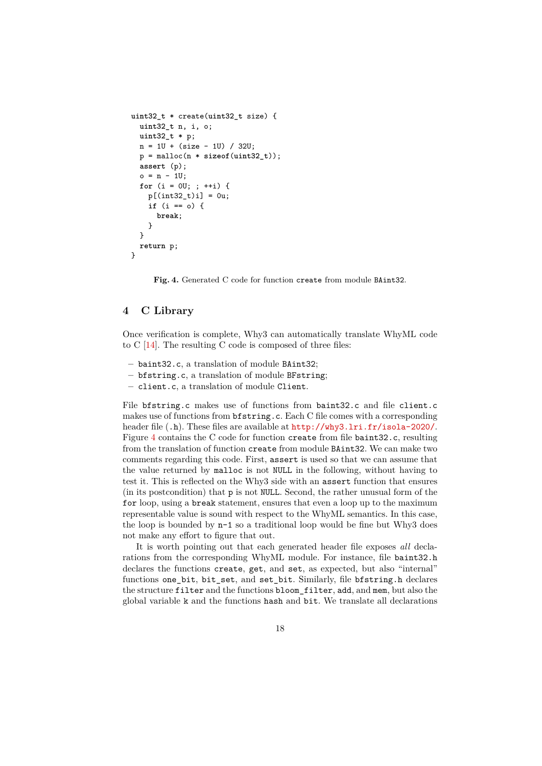```
uint32_t * create(uint32_t size) {
  uint32_t n, i, o;
  uint32_t * p;
  n = 1U + (size - 1U) / 32U;
  p = malloc(n * sizeof(uint32_t));
  assert (p);
  o = n - 1U;
  for (i = 0U; ; ++i) {
    p[(int32_t)i] = 0u;
    if (i == o) {
      break;
    }
  }
  return p;
}
```

**Fig. 4.** Generated C code for function `create` from module `BAint32`.

## 4 C Library

Once verification is complete, Why3 can automatically translate WhyML code to C [14]. The resulting C code is composed of three files:

- `baint32.c`, a translation of module `BAint32`;
- `bfstring.c`, a translation of module `BFstring`;
- `client.c`, a translation of module `Client`.

File `bfstring.c` makes use of functions from `baint32.c` and file `client.c` makes use of functions from `bfstring.c`. Each C file comes with a corresponding header file (`.h`). These files are available at http://why3.lri.fr/isola-2020/. Figure 4 contains the C code for function `create` from file `baint32.c`, resulting from the translation of function `create` from module `BAint32`. We can make two comments regarding this code. First, `assert` is used so that we can assume that the value returned by `malloc` is not `NULL` in the following, without having to test it. This is reflected on the Why3 side with an `assert` function that ensures (in its postcondition) that `p` is not `NULL`. Second, the rather unusual form of the `for` loop, using a `break` statement, ensures that even a loop up to the maximum representable value is sound with respect to the WhyML semantics. In this case, the loop is bounded by `n-1` so a traditional loop would be fine but Why3 does not make any effort to figure that out.

It is worth pointing out that each generated header file exposes *all* declarations from the corresponding WhyML module. For instance, file `baint32.h` declares the functions `create`, `get`, and `set`, as expected, but also "internal" functions `one_bit`, `bit_set`, and `set_bit`. Similarly, file `bfstring.h` declares the structure `filter` and the functions `bloom_filter`, `add`, and `mem`, but also the global variable `k` and the functions `hash` and `bit`. We translate all declarations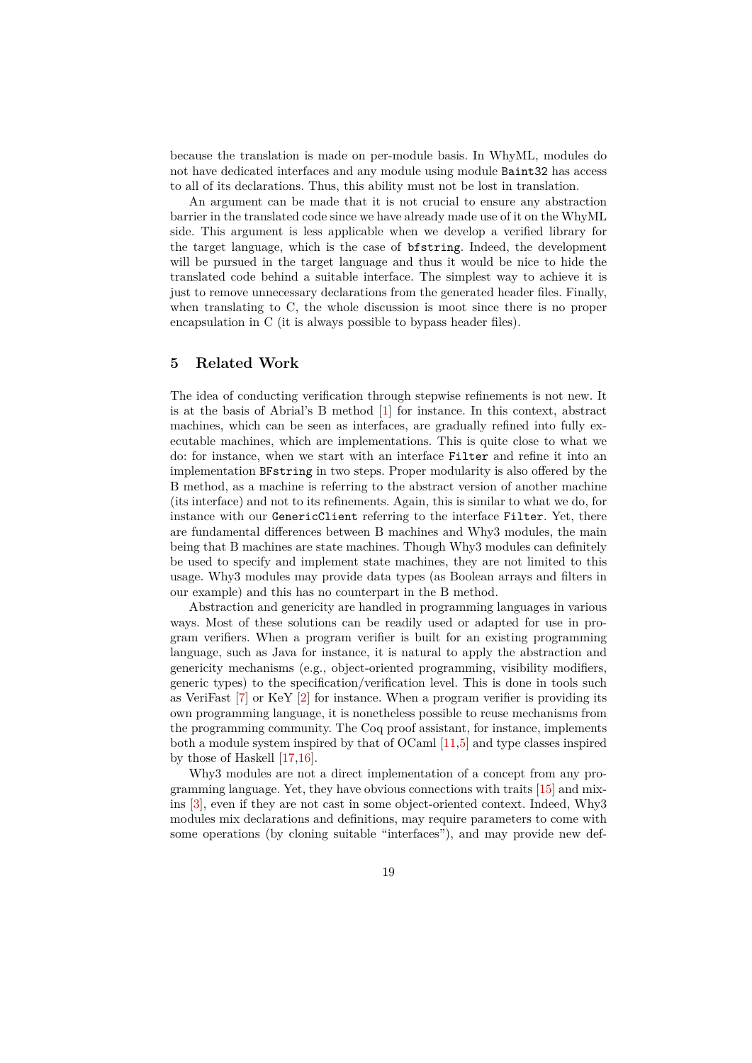because the translation is made on per-module basis. In WhyML, modules do not have dedicated interfaces and any module using module `Baint32` has access to all of its declarations. Thus, this ability must not be lost in translation.

An argument can be made that it is not crucial to ensure any abstraction barrier in the translated code since we have already made use of it on the WhyML side. This argument is less applicable when we develop a verified library for the target language, which is the case of `bfstring`. Indeed, the development will be pursued in the target language and thus it would be nice to hide the translated code behind a suitable interface. The simplest way to achieve it is just to remove unnecessary declarations from the generated header files. Finally, when translating to C, the whole discussion is moot since there is no proper encapsulation in C (it is always possible to bypass header files).

## 5 Related Work

The idea of conducting verification through stepwise refinements is not new. It is at the basis of Abrial's B method [1] for instance. In this context, abstract machines, which can be seen as interfaces, are gradually refined into fully executable machines, which are implementations. This is quite close to what we do: for instance, when we start with an interface `Filter` and refine it into an implementation `BFstring` in two steps. Proper modularity is also offered by the B method, as a machine is referring to the abstract version of another machine (its interface) and not to its refinements. Again, this is similar to what we do, for instance with our `GenericClient` referring to the interface `Filter`. Yet, there are fundamental differences between B machines and Why3 modules, the main being that B machines are state machines. Though Why3 modules can definitely be used to specify and implement state machines, they are not limited to this usage. Why3 modules may provide data types (as Boolean arrays and filters in our example) and this has no counterpart in the B method.

Abstraction and genericity are handled in programming languages in various ways. Most of these solutions can be readily used or adapted for use in program verifiers. When a program verifier is built for an existing programming language, such as Java for instance, it is natural to apply the abstraction and genericity mechanisms (e.g., object-oriented programming, visibility modifiers, generic types) to the specification/verification level. This is done in tools such as VeriFast [7] or KeY [2] for instance. When a program verifier is providing its own programming language, it is nonetheless possible to reuse mechanisms from the programming community. The Coq proof assistant, for instance, implements both a module system inspired by that of OCaml [11,5] and type classes inspired by those of Haskell [17,16].

Why3 modules are not a direct implementation of a concept from any programming language. Yet, they have obvious connections with traits [15] and mixins [3], even if they are not cast in some object-oriented context. Indeed, Why3 modules mix declarations and definitions, may require parameters to come with some operations (by cloning suitable "interfaces"), and may provide new def-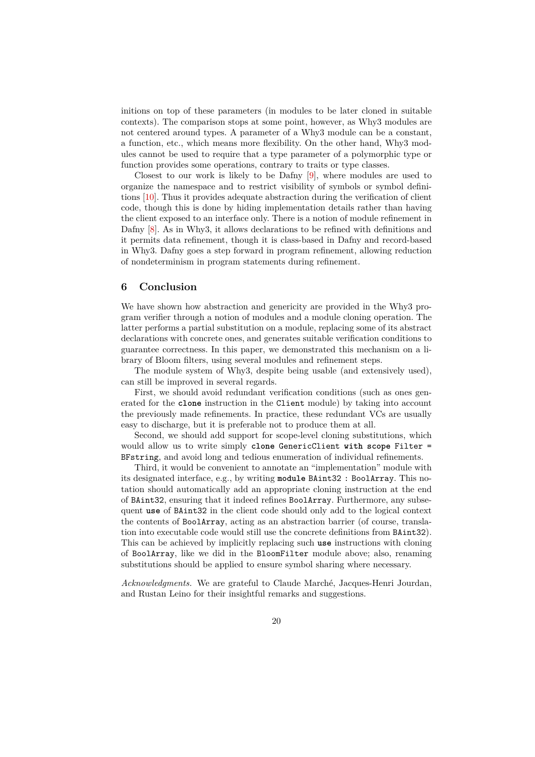initions on top of these parameters (in modules to be later cloned in suitable contexts). The comparison stops at some point, however, as Why3 modules are not centered around types. A parameter of a Why3 module can be a constant, a function, etc., which means more flexibility. On the other hand, Why3 modules cannot be used to require that a type parameter of a polymorphic type or function provides some operations, contrary to traits or type classes.

Closest to our work is likely to be Dafny [9], where modules are used to organize the namespace and to restrict visibility of symbols or symbol definitions [10]. Thus it provides adequate abstraction during the verification of client code, though this is done by hiding implementation details rather than having the client exposed to an interface only. There is a notion of module refinement in Dafny [8]. As in Why3, it allows declarations to be refined with definitions and it permits data refinement, though it is class-based in Dafny and record-based in Why3. Dafny goes a step forward in program refinement, allowing reduction of nondeterminism in program statements during refinement.

## 6 Conclusion

We have shown how abstraction and genericity are provided in the Why3 program verifier through a notion of modules and a module cloning operation. The latter performs a partial substitution on a module, replacing some of its abstract declarations with concrete ones, and generates suitable verification conditions to guarantee correctness. In this paper, we demonstrated this mechanism on a library of Bloom filters, using several modules and refinement steps.

The module system of Why3, despite being usable (and extensively used), can still be improved in several regards.

First, we should avoid redundant verification conditions (such as ones generated for the **clone** instruction in the `Client` module) by taking into account the previously made refinements. In practice, these redundant VCs are usually easy to discharge, but it is preferable not to produce them at all.

Second, we should add support for scope-level cloning substitutions, which would allow us to write simply **`clone`** `GenericClient` **`with scope`** `Filter = BFstring`, and avoid long and tedious enumeration of individual refinements.

Third, it would be convenient to annotate an "implementation" module with its designated interface, e.g., by writing **`module`** `BAint32 : BoolArray`. This notation should automatically add an appropriate cloning instruction at the end of `BAint32`, ensuring that it indeed refines `BoolArray`. Furthermore, any subsequent **use** of `BAint32` in the client code should only add to the logical context the contents of `BoolArray`, acting as an abstraction barrier (of course, translation into executable code would still use the concrete definitions from `BAint32`). This can be achieved by implicitly replacing such **use** instructions with cloning of `BoolArray`, like we did in the `BloomFilter` module above; also, renaming substitutions should be applied to ensure symbol sharing where necessary.

*Acknowledgments.* We are grateful to Claude Marché, Jacques-Henri Jourdan, and Rustan Leino for their insightful remarks and suggestions.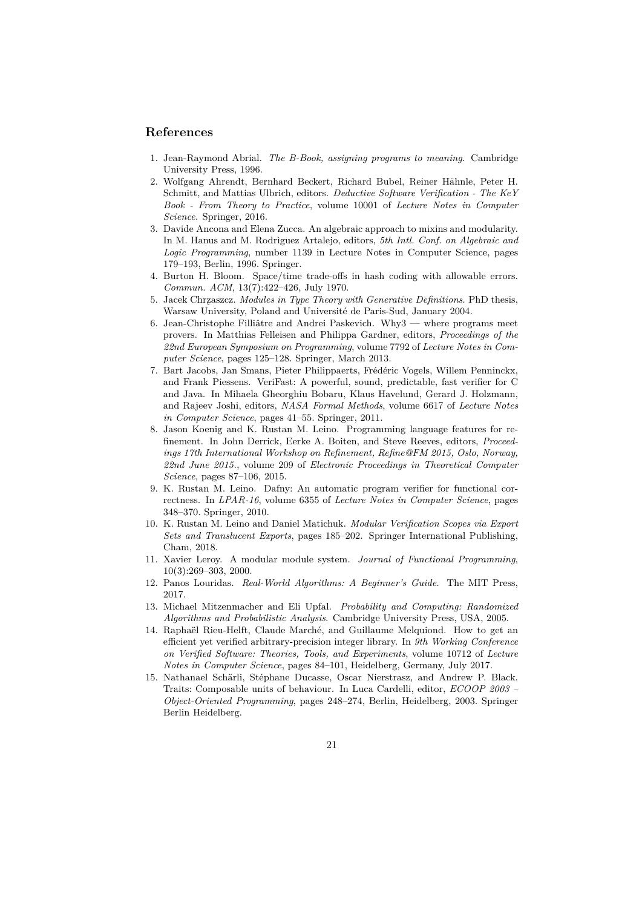## References

1. Jean-Raymond Abrial. *The B-Book, assigning programs to meaning*. Cambridge University Press, 1996.
2. Wolfgang Ahrendt, Bernhard Beckert, Richard Bubel, Reiner Hähnle, Peter H. Schmitt, and Mattias Ulbrich, editors. *Deductive Software Verification - The KeY Book - From Theory to Practice*, volume 10001 of *Lecture Notes in Computer Science*. Springer, 2016.
3. Davide Ancona and Elena Zucca. An algebraic approach to mixins and modularity. In M. Hanus and M. Rodrìguez Artalejo, editors, *5th Intl. Conf. on Algebraic and Logic Programming*, number 1139 in Lecture Notes in Computer Science, pages 179–193, Berlin, 1996. Springer.
4. Burton H. Bloom. Space/time trade-offs in hash coding with allowable errors. *Commun. ACM*, 13(7):422–426, July 1970.
5. Jacek Chrząszcz. *Modules in Type Theory with Generative Definitions*. PhD thesis, Warsaw University, Poland and Université de Paris-Sud, January 2004.
6. Jean-Christophe Filliâtre and Andrei Paskevich. Why3 — where programs meet provers. In Matthias Felleisen and Philippa Gardner, editors, *Proceedings of the 22nd European Symposium on Programming*, volume 7792 of *Lecture Notes in Computer Science*, pages 125–128. Springer, March 2013.
7. Bart Jacobs, Jan Smans, Pieter Philippaerts, Frédéric Vogels, Willem Penninckx, and Frank Piessens. VeriFast: A powerful, sound, predictable, fast verifier for C and Java. In Mihaela Gheorghiu Bobaru, Klaus Havelund, Gerard J. Holzmann, and Rajeev Joshi, editors, *NASA Formal Methods*, volume 6617 of *Lecture Notes in Computer Science*, pages 41–55. Springer, 2011.
8. Jason Koenig and K. Rustan M. Leino. Programming language features for refinement. In John Derrick, Eerke A. Boiten, and Steve Reeves, editors, *Proceedings 17th International Workshop on Refinement, Refine@FM 2015, Oslo, Norway, 22nd June 2015.*, volume 209 of *Electronic Proceedings in Theoretical Computer Science*, pages 87–106, 2015.
9. K. Rustan M. Leino. Dafny: An automatic program verifier for functional correctness. In *LPAR-16*, volume 6355 of *Lecture Notes in Computer Science*, pages 348–370. Springer, 2010.
10. K. Rustan M. Leino and Daniel Matichuk. *Modular Verification Scopes via Export Sets and Translucent Exports*, pages 185–202. Springer International Publishing, Cham, 2018.
11. Xavier Leroy. A modular module system. *Journal of Functional Programming*, 10(3):269–303, 2000.
12. Panos Louridas. *Real-World Algorithms: A Beginner's Guide*. The MIT Press, 2017.
13. Michael Mitzenmacher and Eli Upfal. *Probability and Computing: Randomized Algorithms and Probabilistic Analysis*. Cambridge University Press, USA, 2005.
14. Raphaël Rieu-Helft, Claude Marché, and Guillaume Melquiond. How to get an efficient yet verified arbitrary-precision integer library. In *9th Working Conference on Verified Software: Theories, Tools, and Experiments*, volume 10712 of *Lecture Notes in Computer Science*, pages 84–101, Heidelberg, Germany, July 2017.
15. Nathanael Schärli, Stéphane Ducasse, Oscar Nierstrasz, and Andrew P. Black. Traits: Composable units of behaviour. In Luca Cardelli, editor, *ECOOP 2003 – Object-Oriented Programming*, pages 248–274, Berlin, Heidelberg, 2003. Springer Berlin Heidelberg.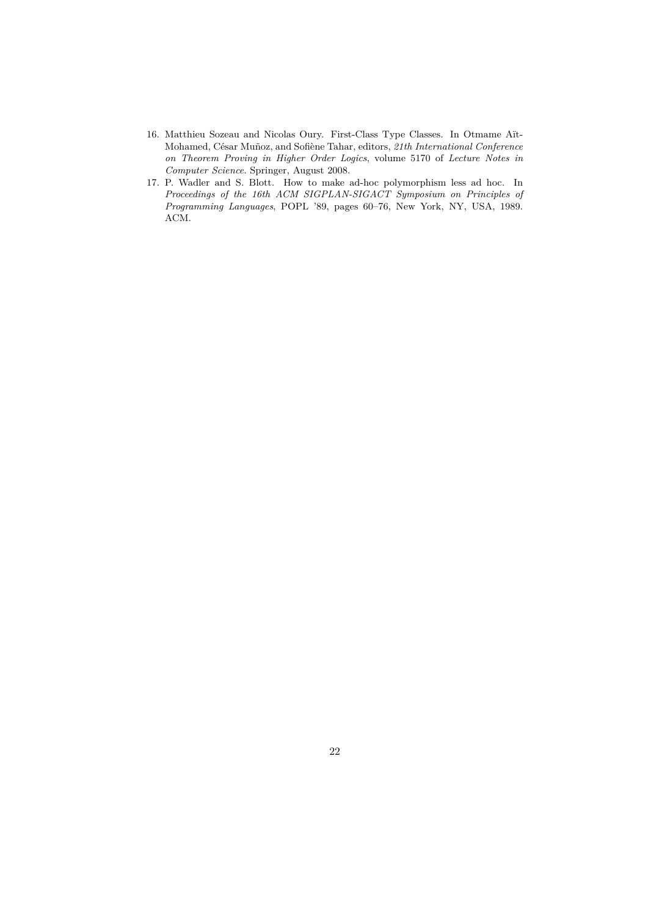16. Matthieu Sozeau and Nicolas Oury. First-Class Type Classes. In Otmame Aït-Mohamed, César Muñoz, and Sofiène Tahar, editors, *21th International Conference on Theorem Proving in Higher Order Logics*, volume 5170 of *Lecture Notes in Computer Science*. Springer, August 2008.
17. P. Wadler and S. Blott. How to make ad-hoc polymorphism less ad hoc. In *Proceedings of the 16th ACM SIGPLAN-SIGACT Symposium on Principles of Programming Languages*, POPL '89, pages 60–76, New York, NY, USA, 1989. ACM.